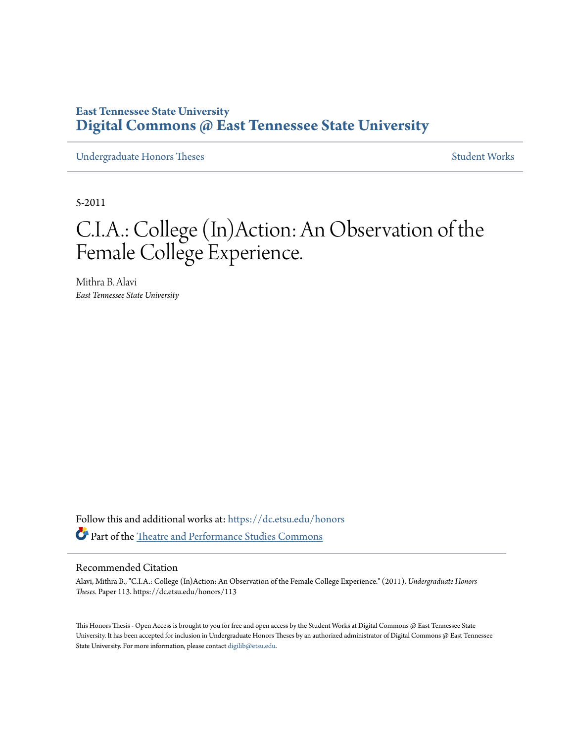**East Tennessee State University**
# Digital Commons @ East Tennessee State University

Undergraduate Honors Theses | Student Works

5-2011

# C.I.A.: College (In)Action: An Observation of the Female College Experience.

Mithra B. Alavi
*East Tennessee State University*

Follow this and additional works at: https://dc.etsu.edu/honors

Part of the Theatre and Performance Studies Commons

## Recommended Citation

Alavi, Mithra B., "C.I.A.: College (In)Action: An Observation of the Female College Experience." (2011). *Undergraduate Honors Theses.* Paper 113. https://dc.etsu.edu/honors/113

This Honors Thesis - Open Access is brought to you for free and open access by the Student Works at Digital Commons @ East Tennessee State University. It has been accepted for inclusion in Undergraduate Honors Theses by an authorized administrator of Digital Commons @ East Tennessee State University. For more information, please contact digilib@etsu.edu.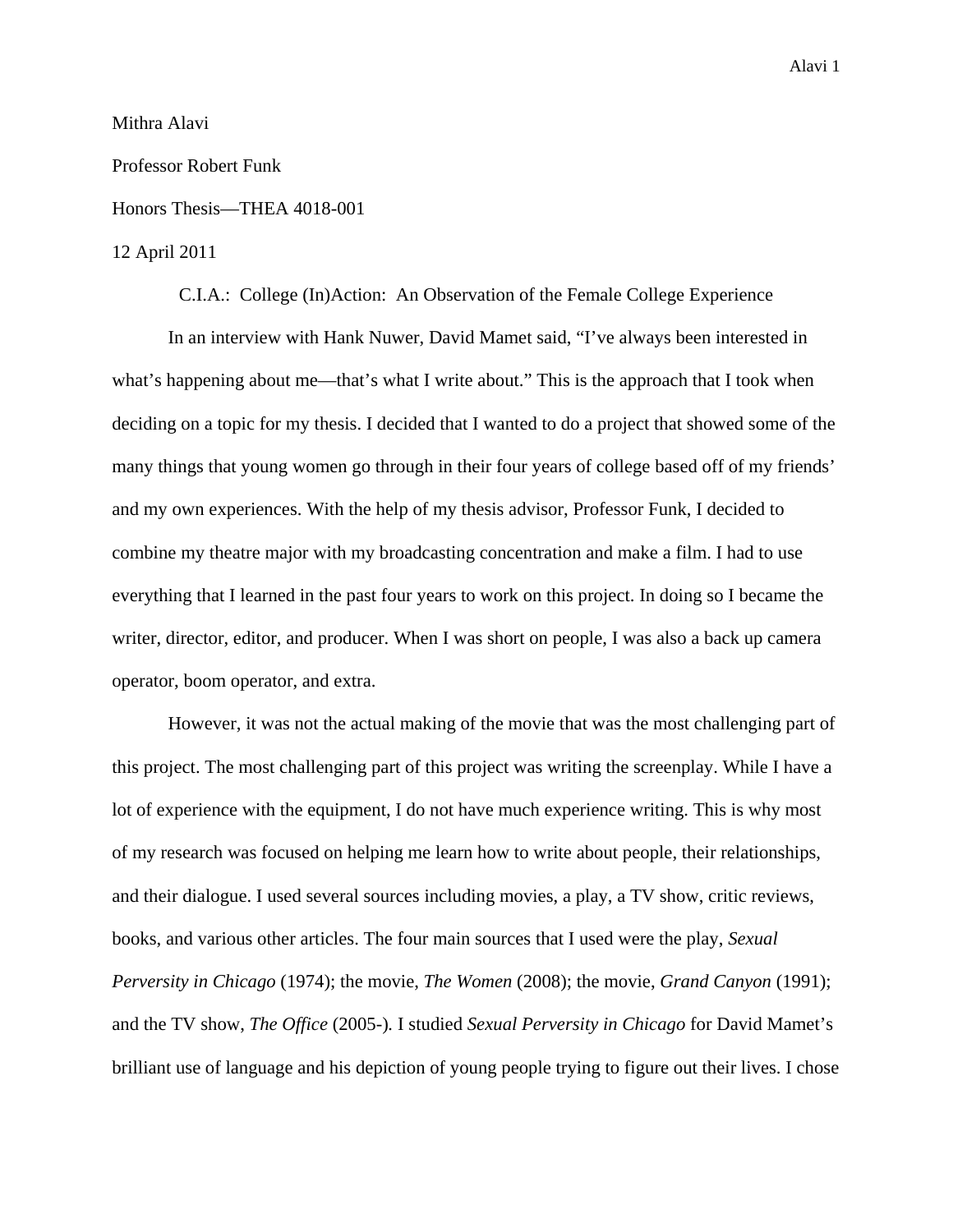Mithra Alavi

Professor Robert Funk

Honors Thesis—THEA 4018-001

12 April 2011

C.I.A.: College (In)Action: An Observation of the Female College Experience

In an interview with Hank Nuwer, David Mamet said, "I've always been interested in what's happening about me—that's what I write about." This is the approach that I took when deciding on a topic for my thesis. I decided that I wanted to do a project that showed some of the many things that young women go through in their four years of college based off of my friends' and my own experiences. With the help of my thesis advisor, Professor Funk, I decided to combine my theatre major with my broadcasting concentration and make a film. I had to use everything that I learned in the past four years to work on this project. In doing so I became the writer, director, editor, and producer. When I was short on people, I was also a back up camera operator, boom operator, and extra.

However, it was not the actual making of the movie that was the most challenging part of this project. The most challenging part of this project was writing the screenplay. While I have a lot of experience with the equipment, I do not have much experience writing. This is why most of my research was focused on helping me learn how to write about people, their relationships, and their dialogue. I used several sources including movies, a play, a TV show, critic reviews, books, and various other articles. The four main sources that I used were the play, *Sexual Perversity in Chicago* (1974); the movie, *The Women* (2008); the movie, *Grand Canyon* (1991); and the TV show, *The Office* (2005-). I studied *Sexual Perversity in Chicago* for David Mamet's brilliant use of language and his depiction of young people trying to figure out their lives. I chose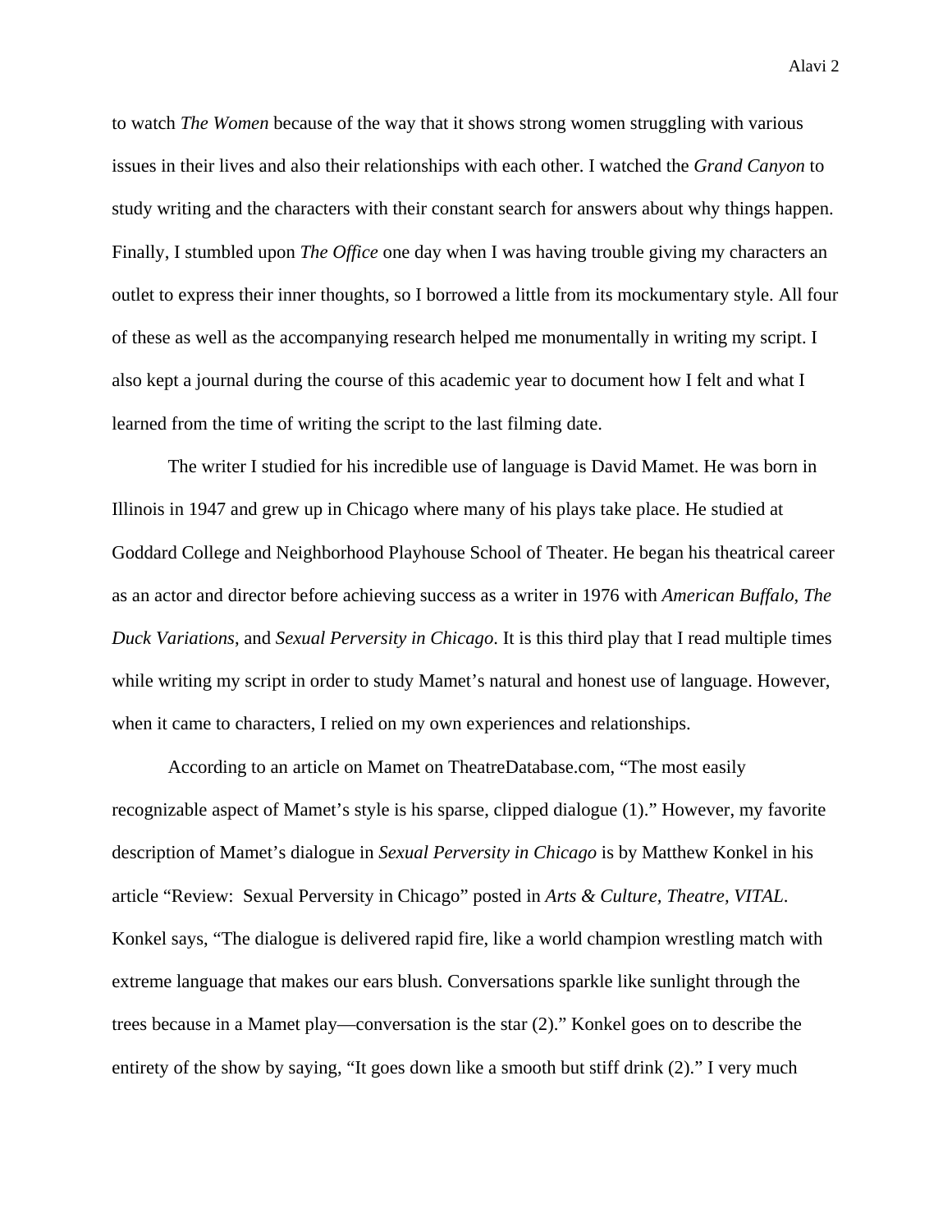to watch *The Women* because of the way that it shows strong women struggling with various issues in their lives and also their relationships with each other. I watched the *Grand Canyon* to study writing and the characters with their constant search for answers about why things happen. Finally, I stumbled upon *The Office* one day when I was having trouble giving my characters an outlet to express their inner thoughts, so I borrowed a little from its mockumentary style. All four of these as well as the accompanying research helped me monumentally in writing my script. I also kept a journal during the course of this academic year to document how I felt and what I learned from the time of writing the script to the last filming date.

The writer I studied for his incredible use of language is David Mamet. He was born in Illinois in 1947 and grew up in Chicago where many of his plays take place. He studied at Goddard College and Neighborhood Playhouse School of Theater. He began his theatrical career as an actor and director before achieving success as a writer in 1976 with *American Buffalo*, *The Duck Variations*, and *Sexual Perversity in Chicago*. It is this third play that I read multiple times while writing my script in order to study Mamet's natural and honest use of language. However, when it came to characters, I relied on my own experiences and relationships.

According to an article on Mamet on TheatreDatabase.com, "The most easily recognizable aspect of Mamet's style is his sparse, clipped dialogue (1)." However, my favorite description of Mamet's dialogue in *Sexual Perversity in Chicago* is by Matthew Konkel in his article "Review: Sexual Perversity in Chicago" posted in *Arts & Culture, Theatre, VITAL*. Konkel says, "The dialogue is delivered rapid fire, like a world champion wrestling match with extreme language that makes our ears blush. Conversations sparkle like sunlight through the trees because in a Mamet play—conversation is the star (2)." Konkel goes on to describe the entirety of the show by saying, "It goes down like a smooth but stiff drink (2)." I very much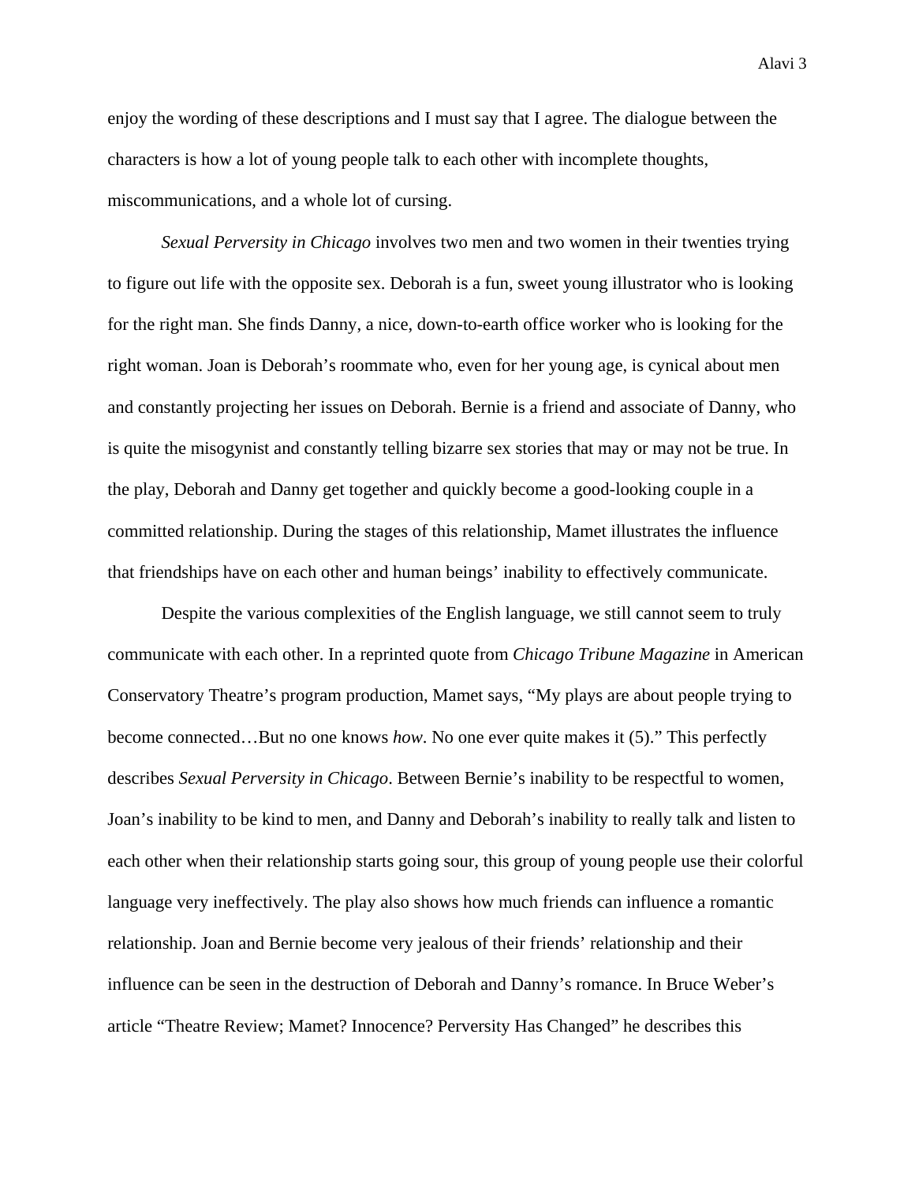enjoy the wording of these descriptions and I must say that I agree. The dialogue between the characters is how a lot of young people talk to each other with incomplete thoughts, miscommunications, and a whole lot of cursing.

*Sexual Perversity in Chicago* involves two men and two women in their twenties trying to figure out life with the opposite sex. Deborah is a fun, sweet young illustrator who is looking for the right man. She finds Danny, a nice, down-to-earth office worker who is looking for the right woman. Joan is Deborah's roommate who, even for her young age, is cynical about men and constantly projecting her issues on Deborah. Bernie is a friend and associate of Danny, who is quite the misogynist and constantly telling bizarre sex stories that may or may not be true. In the play, Deborah and Danny get together and quickly become a good-looking couple in a committed relationship. During the stages of this relationship, Mamet illustrates the influence that friendships have on each other and human beings' inability to effectively communicate.

Despite the various complexities of the English language, we still cannot seem to truly communicate with each other. In a reprinted quote from *Chicago Tribune Magazine* in American Conservatory Theatre's program production, Mamet says, "My plays are about people trying to become connected…But no one knows *how*. No one ever quite makes it (5)." This perfectly describes *Sexual Perversity in Chicago*. Between Bernie's inability to be respectful to women, Joan's inability to be kind to men, and Danny and Deborah's inability to really talk and listen to each other when their relationship starts going sour, this group of young people use their colorful language very ineffectively. The play also shows how much friends can influence a romantic relationship. Joan and Bernie become very jealous of their friends' relationship and their influence can be seen in the destruction of Deborah and Danny's romance. In Bruce Weber's article "Theatre Review; Mamet? Innocence? Perversity Has Changed" he describes this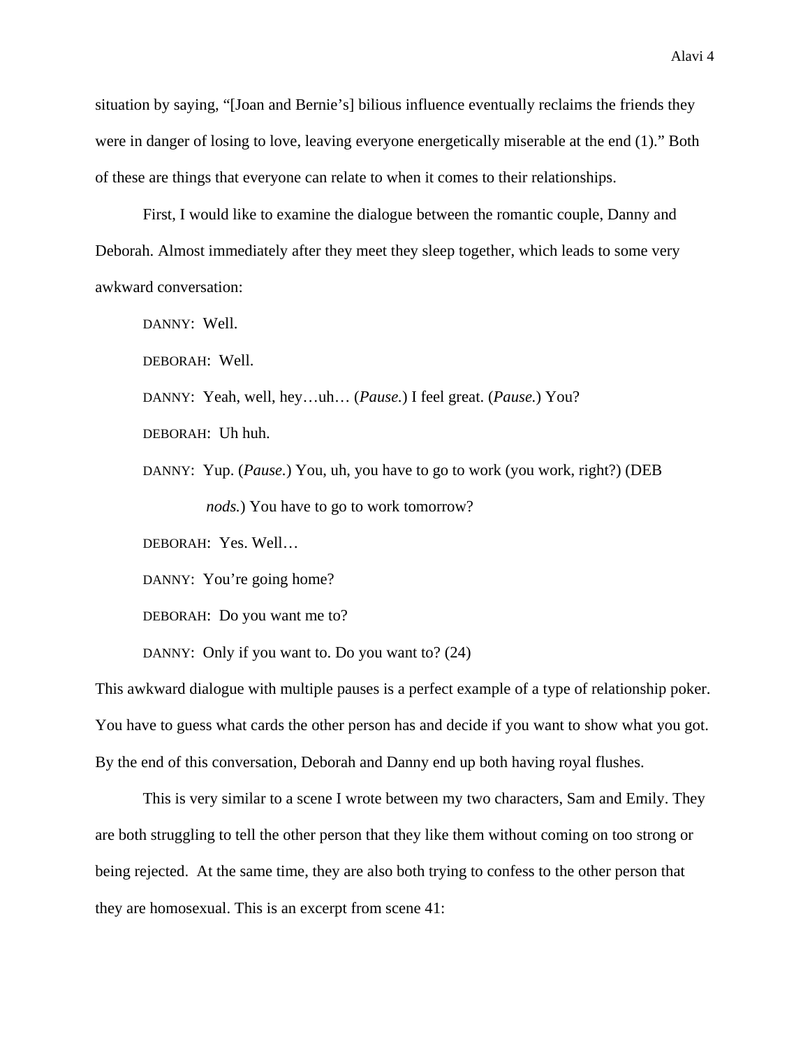situation by saying, "[Joan and Bernie's] bilious influence eventually reclaims the friends they were in danger of losing to love, leaving everyone energetically miserable at the end (1)." Both of these are things that everyone can relate to when it comes to their relationships.

First, I would like to examine the dialogue between the romantic couple, Danny and Deborah. Almost immediately after they meet they sleep together, which leads to some very awkward conversation:

> DANNY: Well.
>
> DEBORAH: Well.
>
> DANNY: Yeah, well, hey…uh… (*Pause.*) I feel great. (*Pause.*) You?
>
> DEBORAH: Uh huh.
>
> DANNY: Yup. (*Pause.*) You, uh, you have to go to work (you work, right?) (DEB *nods.*) You have to go to work tomorrow?
>
> DEBORAH: Yes. Well…
>
> DANNY: You're going home?
>
> DEBORAH: Do you want me to?
>
> DANNY: Only if you want to. Do you want to? (24)

This awkward dialogue with multiple pauses is a perfect example of a type of relationship poker. You have to guess what cards the other person has and decide if you want to show what you got. By the end of this conversation, Deborah and Danny end up both having royal flushes.

This is very similar to a scene I wrote between my two characters, Sam and Emily. They are both struggling to tell the other person that they like them without coming on too strong or being rejected. At the same time, they are also both trying to confess to the other person that they are homosexual. This is an excerpt from scene 41: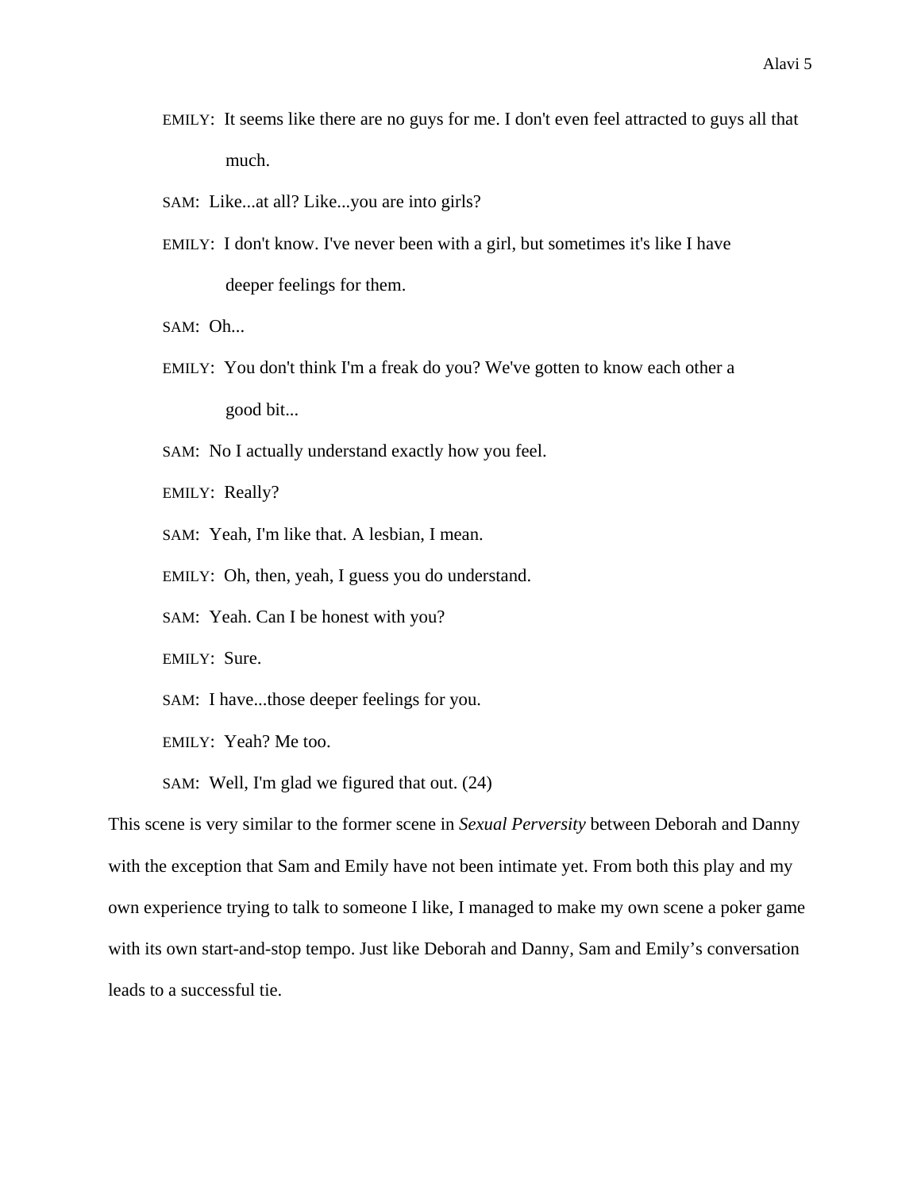EMILY: It seems like there are no guys for me. I don't even feel attracted to guys all that much.

SAM: Like...at all? Like...you are into girls?

EMILY: I don't know. I've never been with a girl, but sometimes it's like I have deeper feelings for them.

SAM: Oh...

EMILY: You don't think I'm a freak do you? We've gotten to know each other a good bit...

SAM: No I actually understand exactly how you feel.

EMILY: Really?

SAM: Yeah, I'm like that. A lesbian, I mean.

EMILY: Oh, then, yeah, I guess you do understand.

SAM: Yeah. Can I be honest with you?

EMILY: Sure.

SAM: I have...those deeper feelings for you.

EMILY: Yeah? Me too.

SAM: Well, I'm glad we figured that out. (24)

This scene is very similar to the former scene in *Sexual Perversity* between Deborah and Danny with the exception that Sam and Emily have not been intimate yet. From both this play and my own experience trying to talk to someone I like, I managed to make my own scene a poker game with its own start-and-stop tempo. Just like Deborah and Danny, Sam and Emily's conversation leads to a successful tie.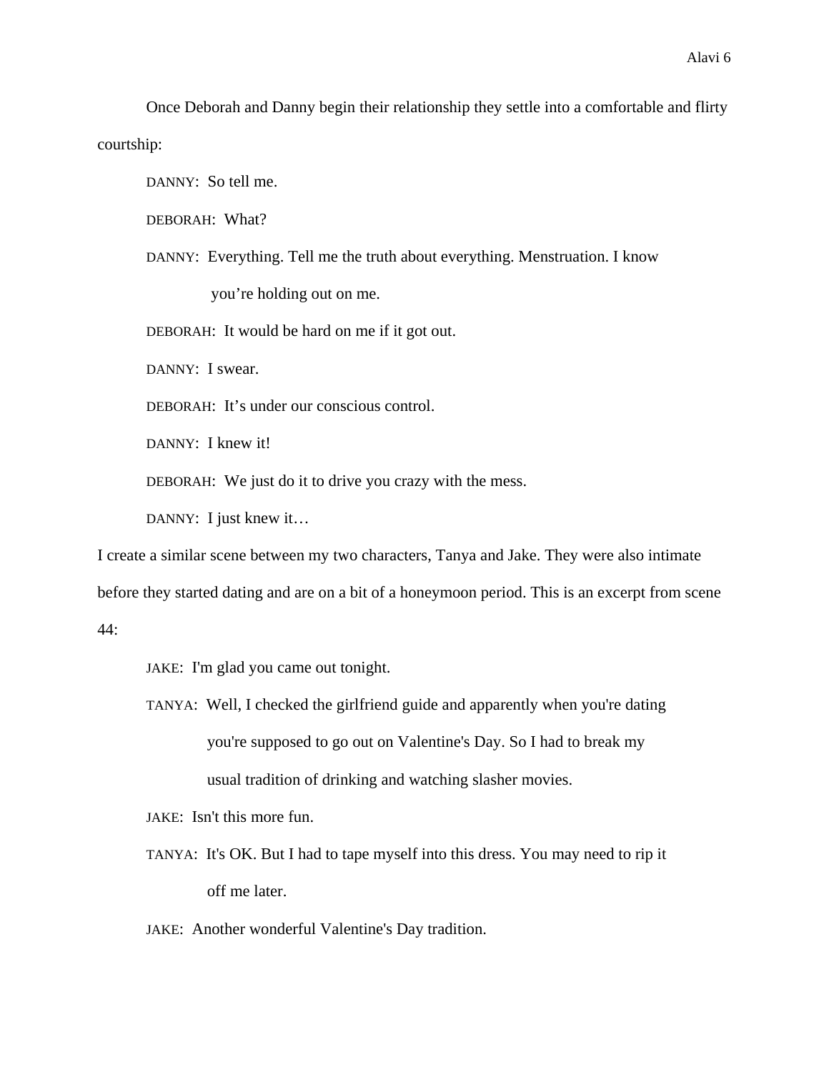Once Deborah and Danny begin their relationship they settle into a comfortable and flirty courtship:

> DANNY: So tell me.
>
> DEBORAH: What?
>
> DANNY: Everything. Tell me the truth about everything. Menstruation. I know you're holding out on me.
>
> DEBORAH: It would be hard on me if it got out.
>
> DANNY: I swear.
>
> DEBORAH: It's under our conscious control.
>
> DANNY: I knew it!
>
> DEBORAH: We just do it to drive you crazy with the mess.
>
> DANNY: I just knew it…

I create a similar scene between my two characters, Tanya and Jake. They were also intimate before they started dating and are on a bit of a honeymoon period. This is an excerpt from scene 44:

> JAKE: I'm glad you came out tonight.
>
> TANYA: Well, I checked the girlfriend guide and apparently when you're dating you're supposed to go out on Valentine's Day. So I had to break my usual tradition of drinking and watching slasher movies.
>
> JAKE: Isn't this more fun.
>
> TANYA: It's OK. But I had to tape myself into this dress. You may need to rip it off me later.
>
> JAKE: Another wonderful Valentine's Day tradition.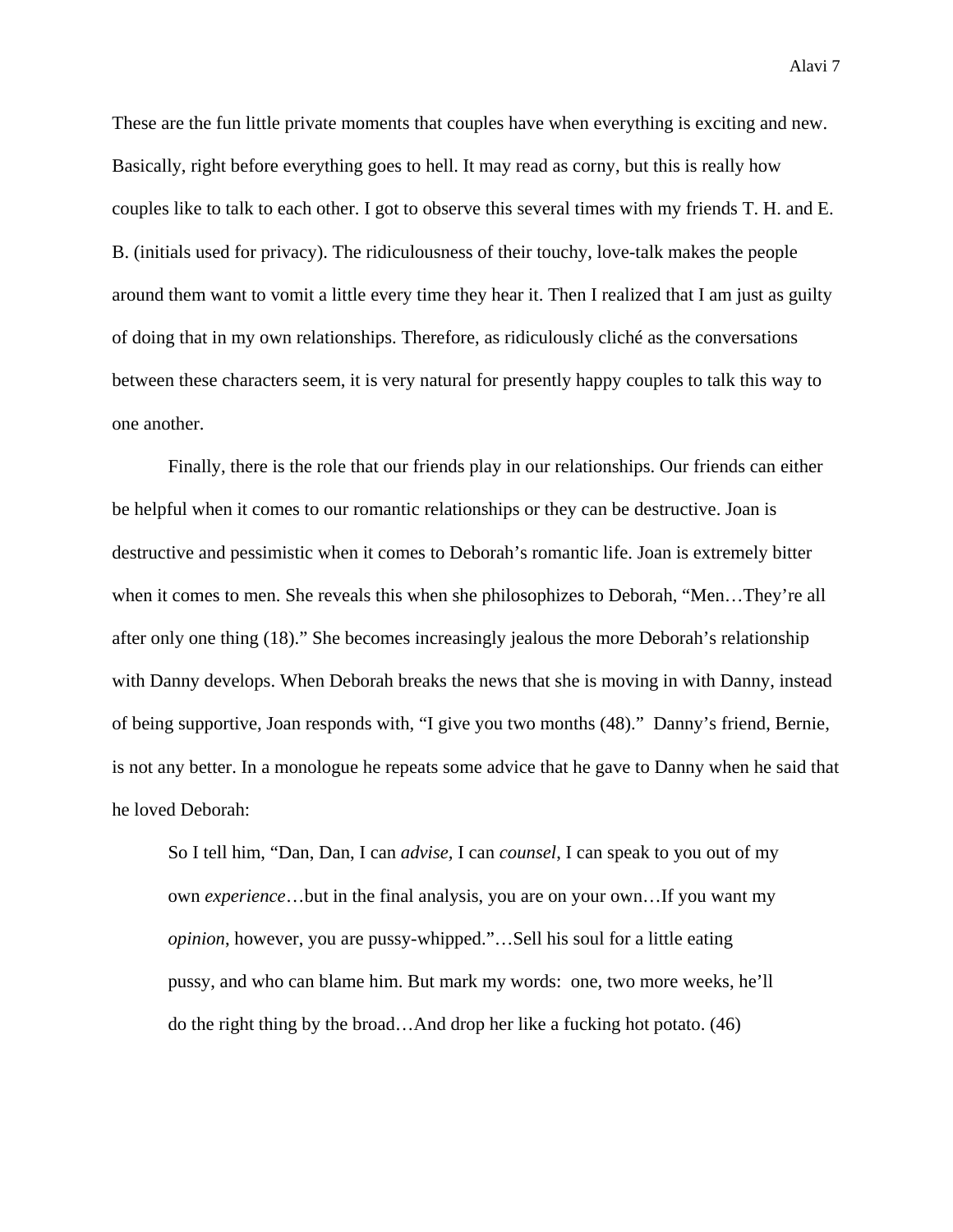These are the fun little private moments that couples have when everything is exciting and new. Basically, right before everything goes to hell. It may read as corny, but this is really how couples like to talk to each other. I got to observe this several times with my friends T. H. and E. B. (initials used for privacy). The ridiculousness of their touchy, love-talk makes the people around them want to vomit a little every time they hear it. Then I realized that I am just as guilty of doing that in my own relationships. Therefore, as ridiculously cliché as the conversations between these characters seem, it is very natural for presently happy couples to talk this way to one another.

Finally, there is the role that our friends play in our relationships. Our friends can either be helpful when it comes to our romantic relationships or they can be destructive. Joan is destructive and pessimistic when it comes to Deborah's romantic life. Joan is extremely bitter when it comes to men. She reveals this when she philosophizes to Deborah, "Men…They're all after only one thing (18)." She becomes increasingly jealous the more Deborah's relationship with Danny develops. When Deborah breaks the news that she is moving in with Danny, instead of being supportive, Joan responds with, "I give you two months (48)." Danny's friend, Bernie, is not any better. In a monologue he repeats some advice that he gave to Danny when he said that he loved Deborah:

> So I tell him, "Dan, Dan, I can *advise*, I can *counsel*, I can speak to you out of my own *experience*…but in the final analysis, you are on your own…If you want my *opinion*, however, you are pussy-whipped."…Sell his soul for a little eating pussy, and who can blame him. But mark my words: one, two more weeks, he'll do the right thing by the broad…And drop her like a fucking hot potato. (46)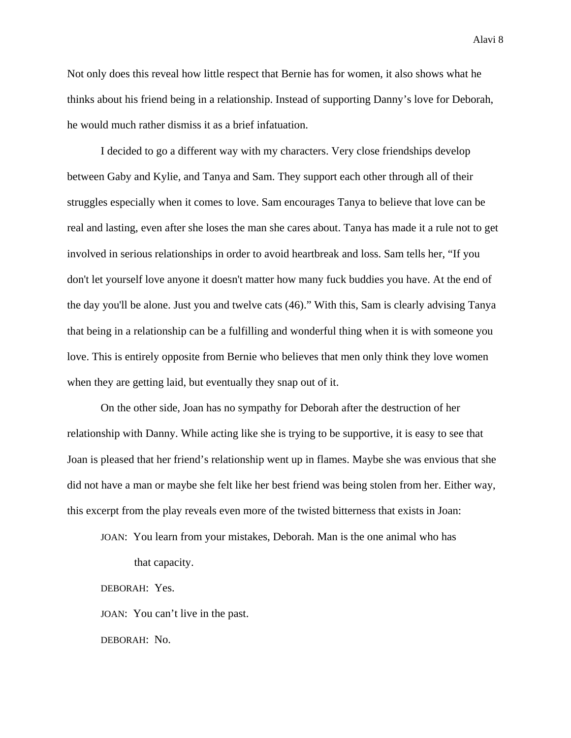Not only does this reveal how little respect that Bernie has for women, it also shows what he thinks about his friend being in a relationship. Instead of supporting Danny's love for Deborah, he would much rather dismiss it as a brief infatuation.

I decided to go a different way with my characters. Very close friendships develop between Gaby and Kylie, and Tanya and Sam. They support each other through all of their struggles especially when it comes to love. Sam encourages Tanya to believe that love can be real and lasting, even after she loses the man she cares about. Tanya has made it a rule not to get involved in serious relationships in order to avoid heartbreak and loss. Sam tells her, "If you don't let yourself love anyone it doesn't matter how many fuck buddies you have. At the end of the day you'll be alone. Just you and twelve cats (46)." With this, Sam is clearly advising Tanya that being in a relationship can be a fulfilling and wonderful thing when it is with someone you love. This is entirely opposite from Bernie who believes that men only think they love women when they are getting laid, but eventually they snap out of it.

On the other side, Joan has no sympathy for Deborah after the destruction of her relationship with Danny. While acting like she is trying to be supportive, it is easy to see that Joan is pleased that her friend's relationship went up in flames. Maybe she was envious that she did not have a man or maybe she felt like her best friend was being stolen from her. Either way, this excerpt from the play reveals even more of the twisted bitterness that exists in Joan:

> JOAN: You learn from your mistakes, Deborah. Man is the one animal who has that capacity.
>
> DEBORAH: Yes.
>
> JOAN: You can't live in the past.
>
> DEBORAH: No.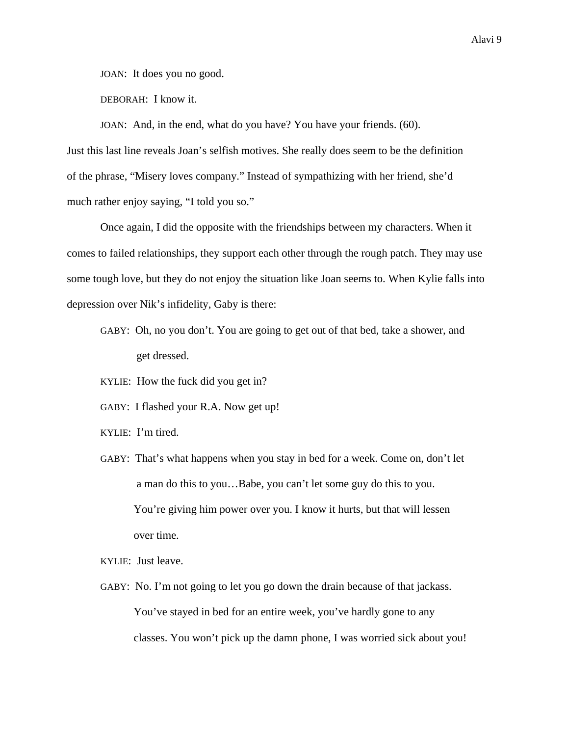JOAN: It does you no good.

DEBORAH: I know it.

JOAN: And, in the end, what do you have? You have your friends. (60).

Just this last line reveals Joan's selfish motives. She really does seem to be the definition of the phrase, "Misery loves company." Instead of sympathizing with her friend, she'd much rather enjoy saying, "I told you so."

Once again, I did the opposite with the friendships between my characters. When it comes to failed relationships, they support each other through the rough patch. They may use some tough love, but they do not enjoy the situation like Joan seems to. When Kylie falls into depression over Nik's infidelity, Gaby is there:

GABY: Oh, no you don't. You are going to get out of that bed, take a shower, and get dressed.

KYLIE: How the fuck did you get in?

GABY: I flashed your R.A. Now get up!

KYLIE: I'm tired.

GABY: That's what happens when you stay in bed for a week. Come on, don't let a man do this to you…Babe, you can't let some guy do this to you. You're giving him power over you. I know it hurts, but that will lessen over time.

KYLIE: Just leave.

GABY: No. I'm not going to let you go down the drain because of that jackass. You've stayed in bed for an entire week, you've hardly gone to any classes. You won't pick up the damn phone, I was worried sick about you!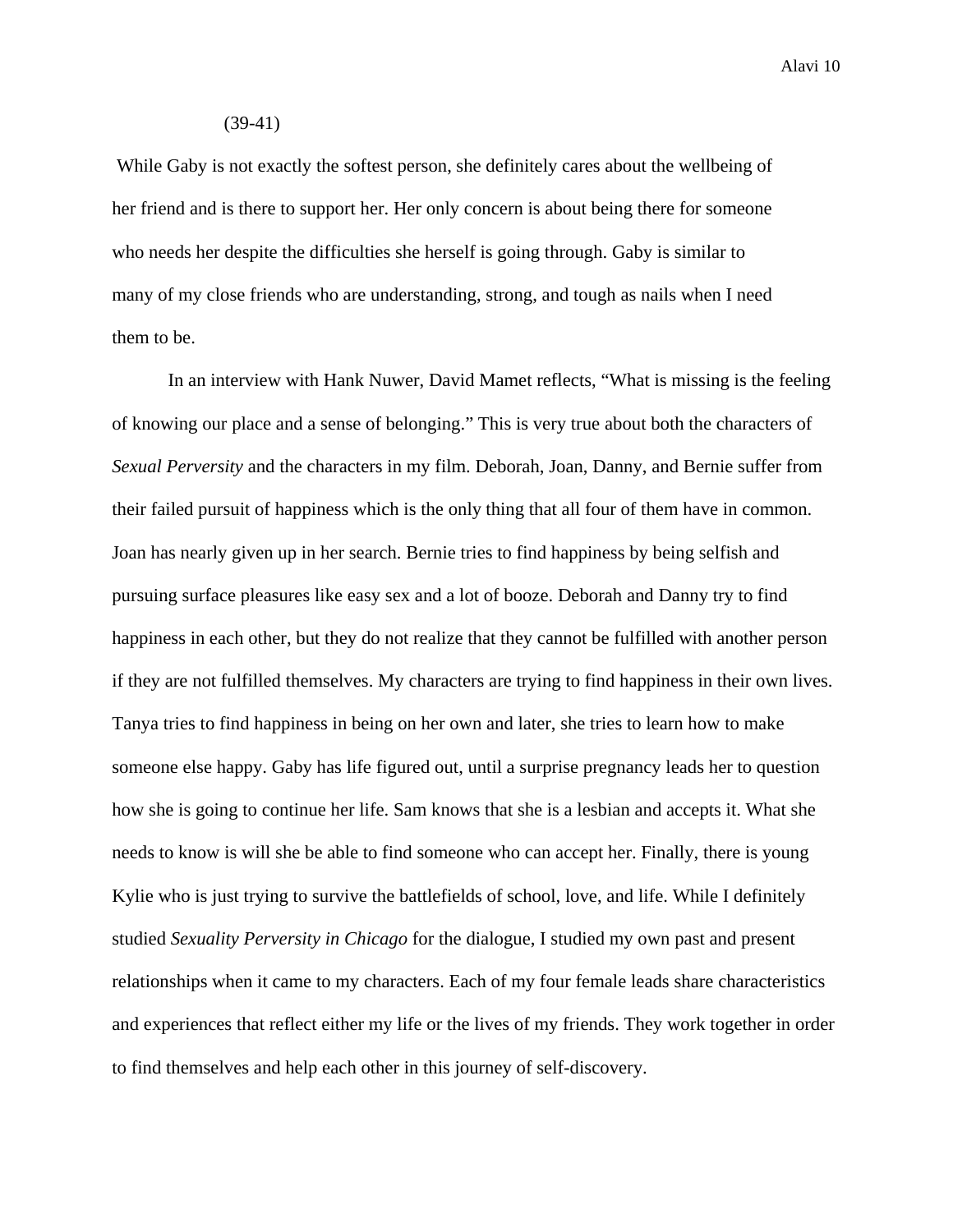(39-41)

While Gaby is not exactly the softest person, she definitely cares about the wellbeing of her friend and is there to support her. Her only concern is about being there for someone who needs her despite the difficulties she herself is going through. Gaby is similar to many of my close friends who are understanding, strong, and tough as nails when I need them to be.

In an interview with Hank Nuwer, David Mamet reflects, "What is missing is the feeling of knowing our place and a sense of belonging." This is very true about both the characters of *Sexual Perversity* and the characters in my film. Deborah, Joan, Danny, and Bernie suffer from their failed pursuit of happiness which is the only thing that all four of them have in common. Joan has nearly given up in her search. Bernie tries to find happiness by being selfish and pursuing surface pleasures like easy sex and a lot of booze. Deborah and Danny try to find happiness in each other, but they do not realize that they cannot be fulfilled with another person if they are not fulfilled themselves. My characters are trying to find happiness in their own lives. Tanya tries to find happiness in being on her own and later, she tries to learn how to make someone else happy. Gaby has life figured out, until a surprise pregnancy leads her to question how she is going to continue her life. Sam knows that she is a lesbian and accepts it. What she needs to know is will she be able to find someone who can accept her. Finally, there is young Kylie who is just trying to survive the battlefields of school, love, and life. While I definitely studied *Sexuality Perversity in Chicago* for the dialogue, I studied my own past and present relationships when it came to my characters. Each of my four female leads share characteristics and experiences that reflect either my life or the lives of my friends. They work together in order to find themselves and help each other in this journey of self-discovery.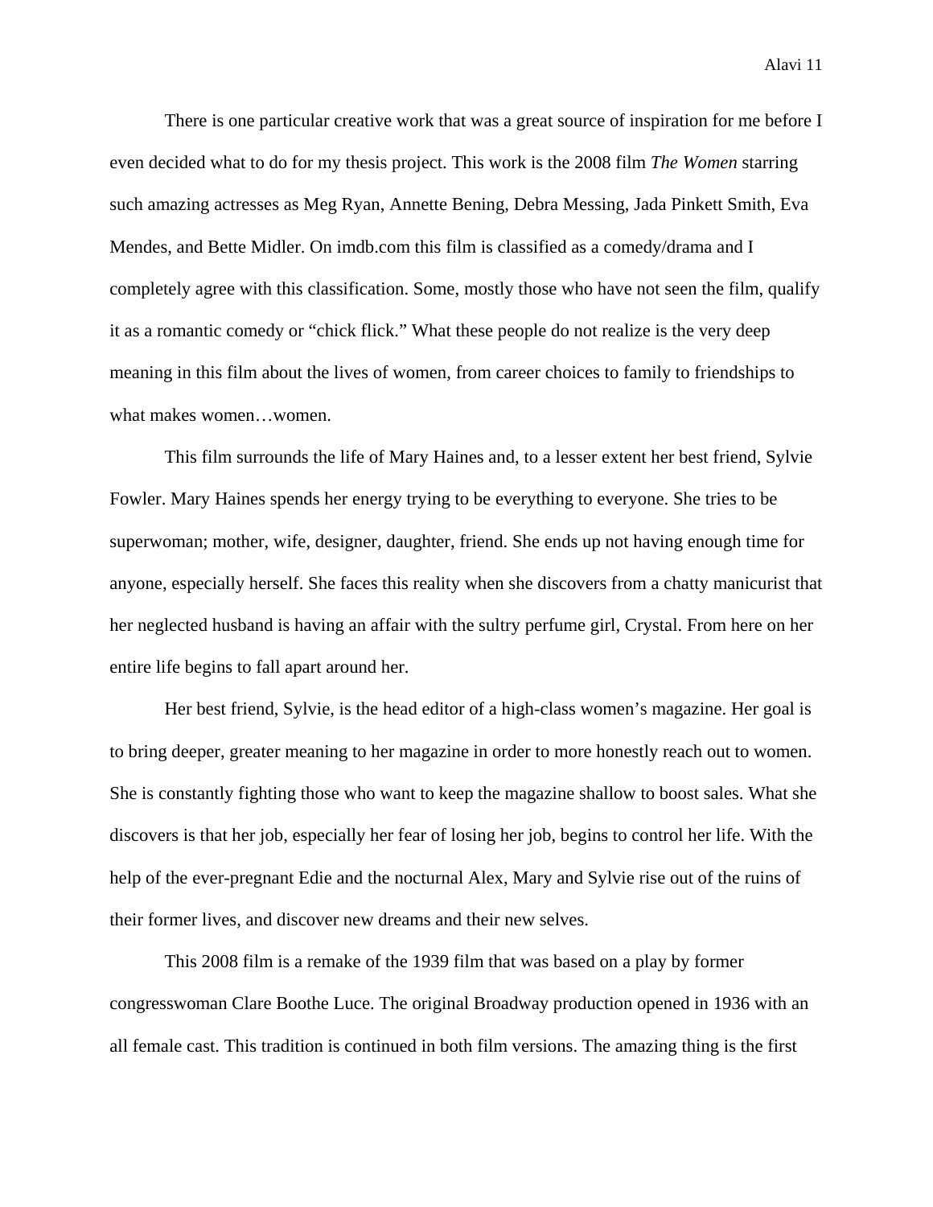There is one particular creative work that was a great source of inspiration for me before I even decided what to do for my thesis project. This work is the 2008 film *The Women* starring such amazing actresses as Meg Ryan, Annette Bening, Debra Messing, Jada Pinkett Smith, Eva Mendes, and Bette Midler. On imdb.com this film is classified as a comedy/drama and I completely agree with this classification. Some, mostly those who have not seen the film, qualify it as a romantic comedy or "chick flick." What these people do not realize is the very deep meaning in this film about the lives of women, from career choices to family to friendships to what makes women…women.

This film surrounds the life of Mary Haines and, to a lesser extent her best friend, Sylvie Fowler. Mary Haines spends her energy trying to be everything to everyone. She tries to be superwoman; mother, wife, designer, daughter, friend. She ends up not having enough time for anyone, especially herself. She faces this reality when she discovers from a chatty manicurist that her neglected husband is having an affair with the sultry perfume girl, Crystal. From here on her entire life begins to fall apart around her.

Her best friend, Sylvie, is the head editor of a high-class women's magazine. Her goal is to bring deeper, greater meaning to her magazine in order to more honestly reach out to women. She is constantly fighting those who want to keep the magazine shallow to boost sales. What she discovers is that her job, especially her fear of losing her job, begins to control her life. With the help of the ever-pregnant Edie and the nocturnal Alex, Mary and Sylvie rise out of the ruins of their former lives, and discover new dreams and their new selves.

This 2008 film is a remake of the 1939 film that was based on a play by former congresswoman Clare Boothe Luce. The original Broadway production opened in 1936 with an all female cast. This tradition is continued in both film versions. The amazing thing is the first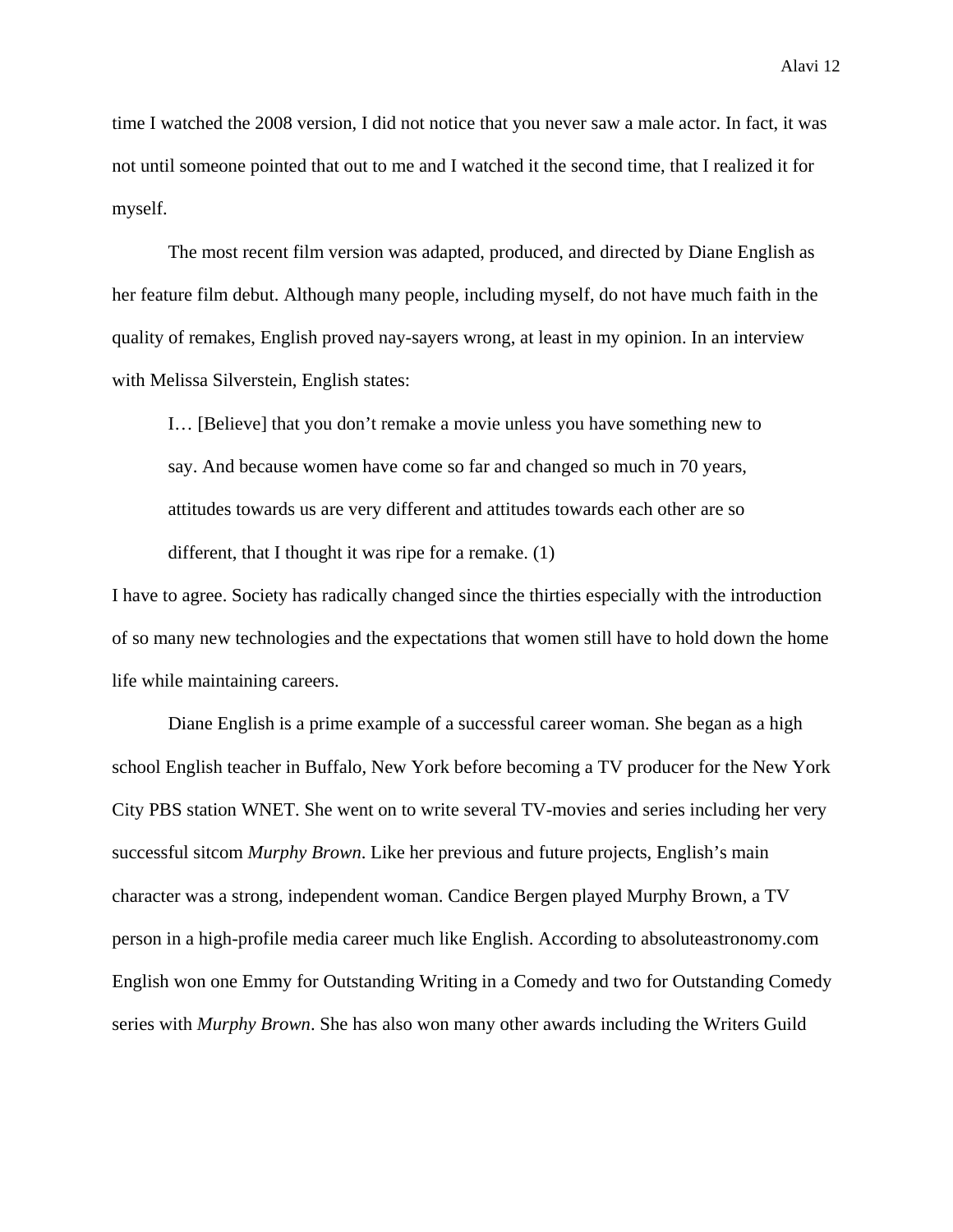time I watched the 2008 version, I did not notice that you never saw a male actor. In fact, it was not until someone pointed that out to me and I watched it the second time, that I realized it for myself.

The most recent film version was adapted, produced, and directed by Diane English as her feature film debut. Although many people, including myself, do not have much faith in the quality of remakes, English proved nay-sayers wrong, at least in my opinion. In an interview with Melissa Silverstein, English states:

> I… [Believe] that you don't remake a movie unless you have something new to say. And because women have come so far and changed so much in 70 years, attitudes towards us are very different and attitudes towards each other are so different, that I thought it was ripe for a remake. (1)

I have to agree. Society has radically changed since the thirties especially with the introduction of so many new technologies and the expectations that women still have to hold down the home life while maintaining careers.

Diane English is a prime example of a successful career woman. She began as a high school English teacher in Buffalo, New York before becoming a TV producer for the New York City PBS station WNET. She went on to write several TV-movies and series including her very successful sitcom *Murphy Brown*. Like her previous and future projects, English's main character was a strong, independent woman. Candice Bergen played Murphy Brown, a TV person in a high-profile media career much like English. According to absoluteastronomy.com English won one Emmy for Outstanding Writing in a Comedy and two for Outstanding Comedy series with *Murphy Brown*. She has also won many other awards including the Writers Guild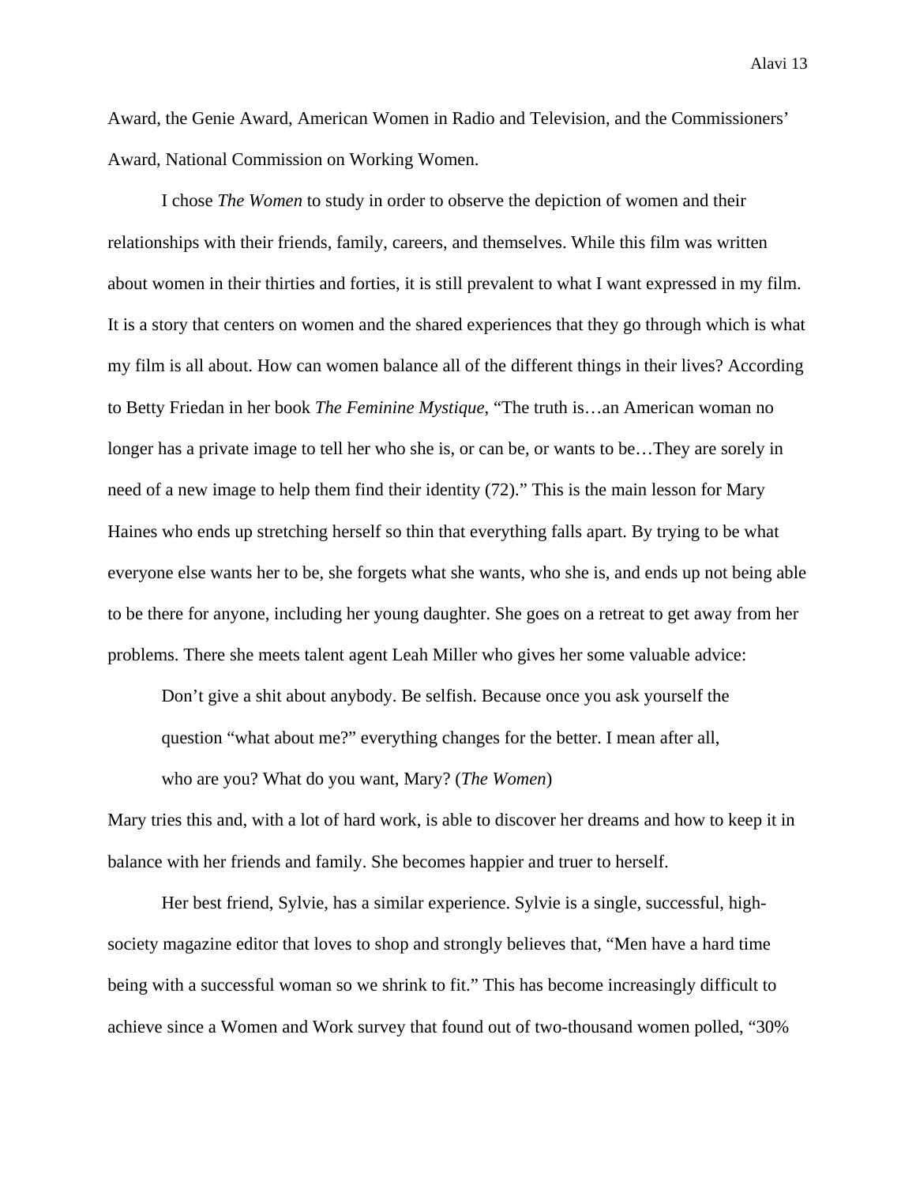Award, the Genie Award, American Women in Radio and Television, and the Commissioners' Award, National Commission on Working Women.

I chose *The Women* to study in order to observe the depiction of women and their relationships with their friends, family, careers, and themselves. While this film was written about women in their thirties and forties, it is still prevalent to what I want expressed in my film. It is a story that centers on women and the shared experiences that they go through which is what my film is all about. How can women balance all of the different things in their lives? According to Betty Friedan in her book *The Feminine Mystique*, "The truth is…an American woman no longer has a private image to tell her who she is, or can be, or wants to be…They are sorely in need of a new image to help them find their identity (72)." This is the main lesson for Mary Haines who ends up stretching herself so thin that everything falls apart. By trying to be what everyone else wants her to be, she forgets what she wants, who she is, and ends up not being able to be there for anyone, including her young daughter. She goes on a retreat to get away from her problems. There she meets talent agent Leah Miller who gives her some valuable advice:

> Don't give a shit about anybody. Be selfish. Because once you ask yourself the question "what about me?" everything changes for the better. I mean after all, who are you? What do you want, Mary? (*The Women*)

Mary tries this and, with a lot of hard work, is able to discover her dreams and how to keep it in balance with her friends and family. She becomes happier and truer to herself.

Her best friend, Sylvie, has a similar experience. Sylvie is a single, successful, high-society magazine editor that loves to shop and strongly believes that, "Men have a hard time being with a successful woman so we shrink to fit." This has become increasingly difficult to achieve since a Women and Work survey that found out of two-thousand women polled, "30%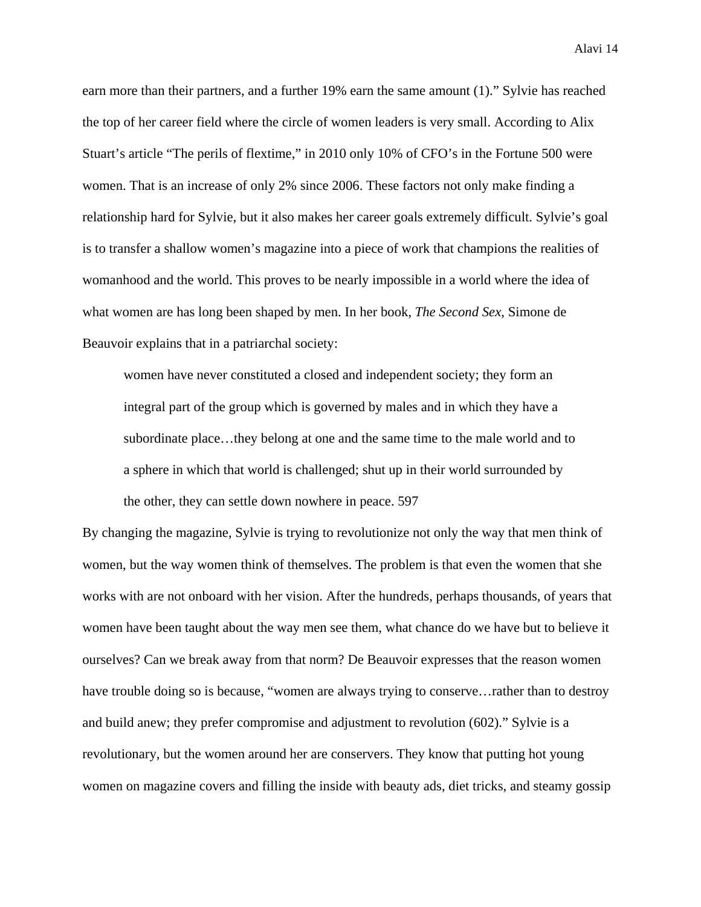earn more than their partners, and a further 19% earn the same amount (1).” Sylvie has reached the top of her career field where the circle of women leaders is very small. According to Alix Stuart’s article “The perils of flextime,” in 2010 only 10% of CFO’s in the Fortune 500 were women. That is an increase of only 2% since 2006. These factors not only make finding a relationship hard for Sylvie, but it also makes her career goals extremely difficult. Sylvie’s goal is to transfer a shallow women’s magazine into a piece of work that champions the realities of womanhood and the world. This proves to be nearly impossible in a world where the idea of what women are has long been shaped by men. In her book, *The Second Sex*, Simone de Beauvoir explains that in a patriarchal society:

> women have never constituted a closed and independent society; they form an integral part of the group which is governed by males and in which they have a subordinate place…they belong at one and the same time to the male world and to a sphere in which that world is challenged; shut up in their world surrounded by the other, they can settle down nowhere in peace. 597

By changing the magazine, Sylvie is trying to revolutionize not only the way that men think of women, but the way women think of themselves. The problem is that even the women that she works with are not onboard with her vision. After the hundreds, perhaps thousands, of years that women have been taught about the way men see them, what chance do we have but to believe it ourselves? Can we break away from that norm? De Beauvoir expresses that the reason women have trouble doing so is because, “women are always trying to conserve…rather than to destroy and build anew; they prefer compromise and adjustment to revolution (602).” Sylvie is a revolutionary, but the women around her are conservers. They know that putting hot young women on magazine covers and filling the inside with beauty ads, diet tricks, and steamy gossip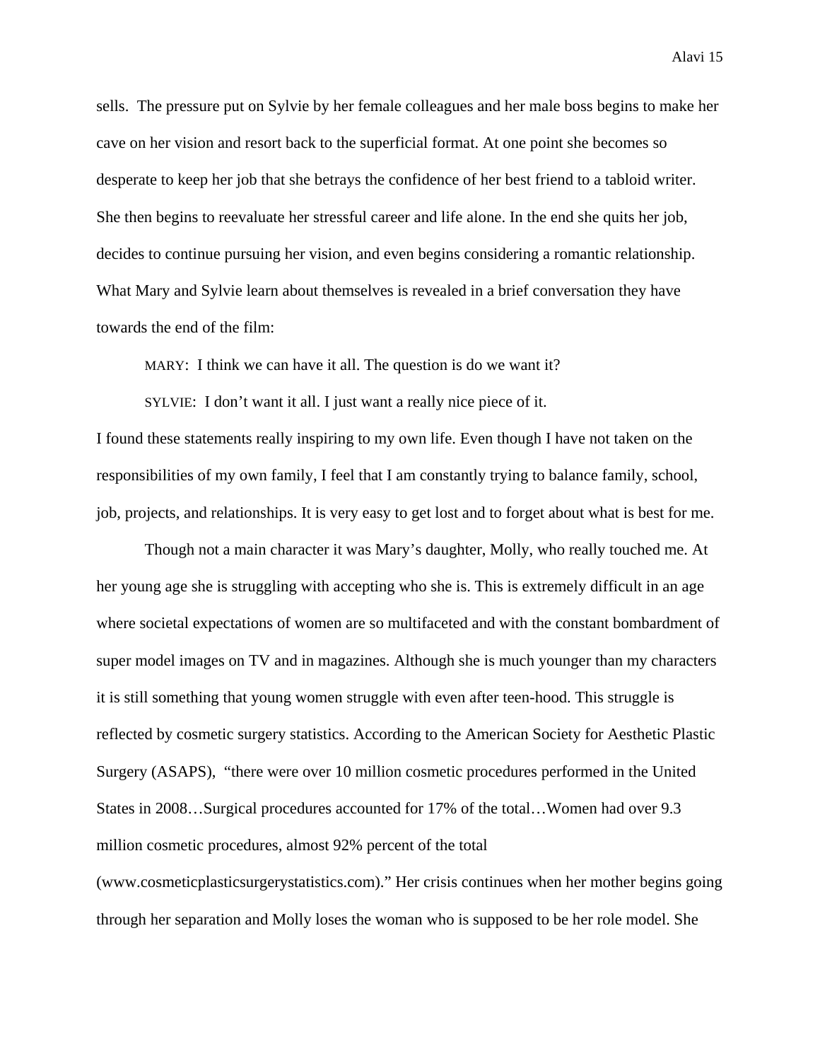sells. The pressure put on Sylvie by her female colleagues and her male boss begins to make her cave on her vision and resort back to the superficial format. At one point she becomes so desperate to keep her job that she betrays the confidence of her best friend to a tabloid writer. She then begins to reevaluate her stressful career and life alone. In the end she quits her job, decides to continue pursuing her vision, and even begins considering a romantic relationship. What Mary and Sylvie learn about themselves is revealed in a brief conversation they have towards the end of the film:

> MARY: I think we can have it all. The question is do we want it?
>
> SYLVIE: I don't want it all. I just want a really nice piece of it.

I found these statements really inspiring to my own life. Even though I have not taken on the responsibilities of my own family, I feel that I am constantly trying to balance family, school, job, projects, and relationships. It is very easy to get lost and to forget about what is best for me.

Though not a main character it was Mary's daughter, Molly, who really touched me. At her young age she is struggling with accepting who she is. This is extremely difficult in an age where societal expectations of women are so multifaceted and with the constant bombardment of super model images on TV and in magazines. Although she is much younger than my characters it is still something that young women struggle with even after teen-hood. This struggle is reflected by cosmetic surgery statistics. According to the American Society for Aesthetic Plastic Surgery (ASAPS), "there were over 10 million cosmetic procedures performed in the United States in 2008…Surgical procedures accounted for 17% of the total…Women had over 9.3 million cosmetic procedures, almost 92% percent of the total (www.cosmeticplasticsurgerystatistics.com)." Her crisis continues when her mother begins going through her separation and Molly loses the woman who is supposed to be her role model. She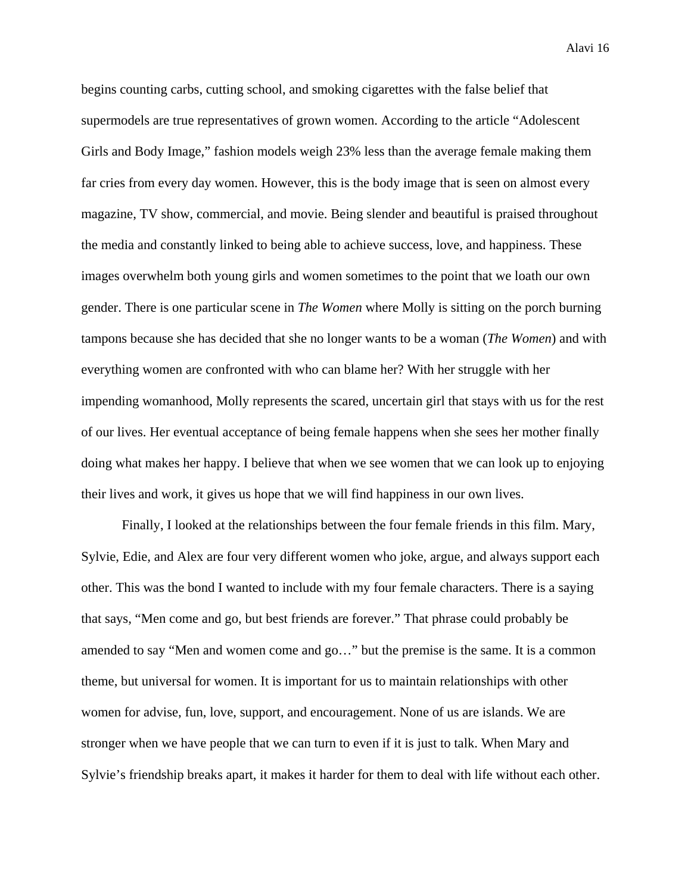begins counting carbs, cutting school, and smoking cigarettes with the false belief that supermodels are true representatives of grown women. According to the article "Adolescent Girls and Body Image," fashion models weigh 23% less than the average female making them far cries from every day women. However, this is the body image that is seen on almost every magazine, TV show, commercial, and movie. Being slender and beautiful is praised throughout the media and constantly linked to being able to achieve success, love, and happiness. These images overwhelm both young girls and women sometimes to the point that we loath our own gender. There is one particular scene in *The Women* where Molly is sitting on the porch burning tampons because she has decided that she no longer wants to be a woman (*The Women*) and with everything women are confronted with who can blame her? With her struggle with her impending womanhood, Molly represents the scared, uncertain girl that stays with us for the rest of our lives. Her eventual acceptance of being female happens when she sees her mother finally doing what makes her happy. I believe that when we see women that we can look up to enjoying their lives and work, it gives us hope that we will find happiness in our own lives.

Finally, I looked at the relationships between the four female friends in this film. Mary, Sylvie, Edie, and Alex are four very different women who joke, argue, and always support each other. This was the bond I wanted to include with my four female characters. There is a saying that says, "Men come and go, but best friends are forever." That phrase could probably be amended to say "Men and women come and go…" but the premise is the same. It is a common theme, but universal for women. It is important for us to maintain relationships with other women for advise, fun, love, support, and encouragement. None of us are islands. We are stronger when we have people that we can turn to even if it is just to talk. When Mary and Sylvie's friendship breaks apart, it makes it harder for them to deal with life without each other.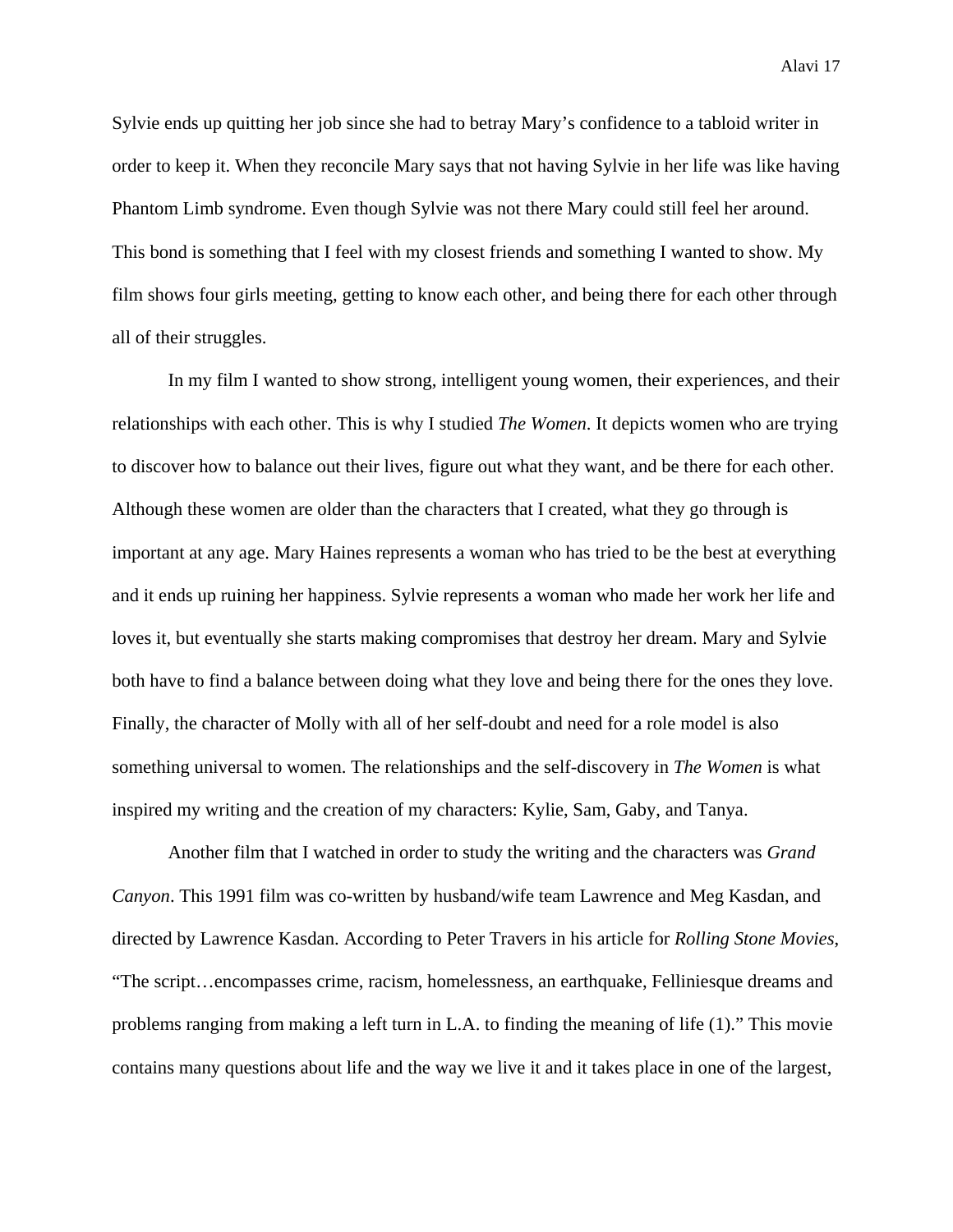Sylvie ends up quitting her job since she had to betray Mary's confidence to a tabloid writer in order to keep it. When they reconcile Mary says that not having Sylvie in her life was like having Phantom Limb syndrome. Even though Sylvie was not there Mary could still feel her around. This bond is something that I feel with my closest friends and something I wanted to show. My film shows four girls meeting, getting to know each other, and being there for each other through all of their struggles.

In my film I wanted to show strong, intelligent young women, their experiences, and their relationships with each other. This is why I studied *The Women*. It depicts women who are trying to discover how to balance out their lives, figure out what they want, and be there for each other. Although these women are older than the characters that I created, what they go through is important at any age. Mary Haines represents a woman who has tried to be the best at everything and it ends up ruining her happiness. Sylvie represents a woman who made her work her life and loves it, but eventually she starts making compromises that destroy her dream. Mary and Sylvie both have to find a balance between doing what they love and being there for the ones they love. Finally, the character of Molly with all of her self-doubt and need for a role model is also something universal to women. The relationships and the self-discovery in *The Women* is what inspired my writing and the creation of my characters: Kylie, Sam, Gaby, and Tanya.

Another film that I watched in order to study the writing and the characters was *Grand Canyon*. This 1991 film was co-written by husband/wife team Lawrence and Meg Kasdan, and directed by Lawrence Kasdan. According to Peter Travers in his article for *Rolling Stone Movies*, "The script…encompasses crime, racism, homelessness, an earthquake, Felliniesque dreams and problems ranging from making a left turn in L.A. to finding the meaning of life (1)." This movie contains many questions about life and the way we live it and it takes place in one of the largest,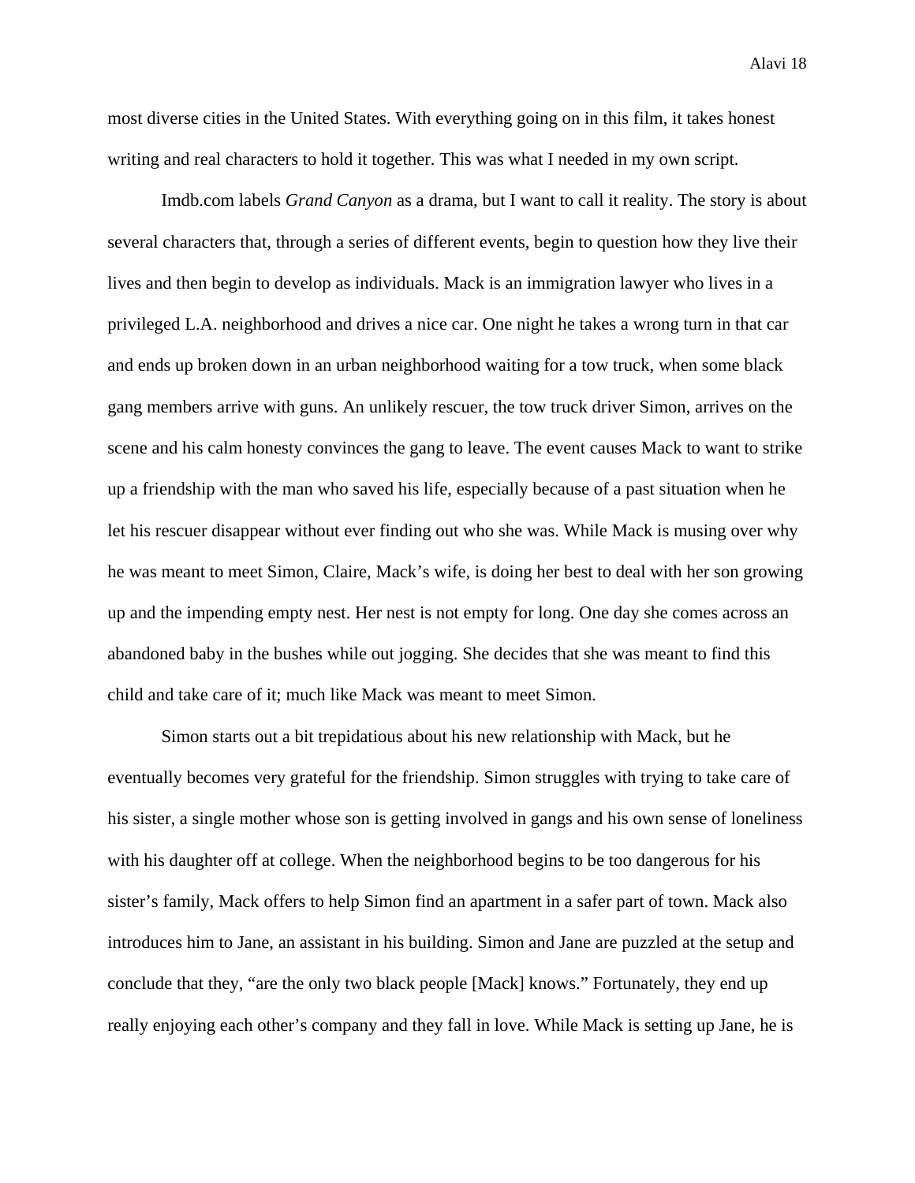most diverse cities in the United States. With everything going on in this film, it takes honest writing and real characters to hold it together. This was what I needed in my own script.

Imdb.com labels *Grand Canyon* as a drama, but I want to call it reality. The story is about several characters that, through a series of different events, begin to question how they live their lives and then begin to develop as individuals. Mack is an immigration lawyer who lives in a privileged L.A. neighborhood and drives a nice car. One night he takes a wrong turn in that car and ends up broken down in an urban neighborhood waiting for a tow truck, when some black gang members arrive with guns. An unlikely rescuer, the tow truck driver Simon, arrives on the scene and his calm honesty convinces the gang to leave. The event causes Mack to want to strike up a friendship with the man who saved his life, especially because of a past situation when he let his rescuer disappear without ever finding out who she was. While Mack is musing over why he was meant to meet Simon, Claire, Mack's wife, is doing her best to deal with her son growing up and the impending empty nest. Her nest is not empty for long. One day she comes across an abandoned baby in the bushes while out jogging. She decides that she was meant to find this child and take care of it; much like Mack was meant to meet Simon.

Simon starts out a bit trepidatious about his new relationship with Mack, but he eventually becomes very grateful for the friendship. Simon struggles with trying to take care of his sister, a single mother whose son is getting involved in gangs and his own sense of loneliness with his daughter off at college. When the neighborhood begins to be too dangerous for his sister's family, Mack offers to help Simon find an apartment in a safer part of town. Mack also introduces him to Jane, an assistant in his building. Simon and Jane are puzzled at the setup and conclude that they, "are the only two black people [Mack] knows." Fortunately, they end up really enjoying each other's company and they fall in love. While Mack is setting up Jane, he is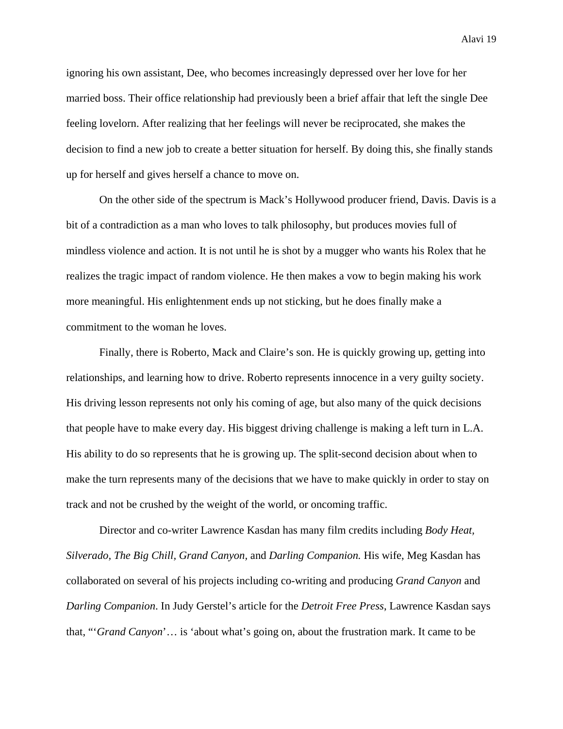ignoring his own assistant, Dee, who becomes increasingly depressed over her love for her married boss. Their office relationship had previously been a brief affair that left the single Dee feeling lovelorn. After realizing that her feelings will never be reciprocated, she makes the decision to find a new job to create a better situation for herself. By doing this, she finally stands up for herself and gives herself a chance to move on.

On the other side of the spectrum is Mack's Hollywood producer friend, Davis. Davis is a bit of a contradiction as a man who loves to talk philosophy, but produces movies full of mindless violence and action. It is not until he is shot by a mugger who wants his Rolex that he realizes the tragic impact of random violence. He then makes a vow to begin making his work more meaningful. His enlightenment ends up not sticking, but he does finally make a commitment to the woman he loves.

Finally, there is Roberto, Mack and Claire's son. He is quickly growing up, getting into relationships, and learning how to drive. Roberto represents innocence in a very guilty society. His driving lesson represents not only his coming of age, but also many of the quick decisions that people have to make every day. His biggest driving challenge is making a left turn in L.A. His ability to do so represents that he is growing up. The split-second decision about when to make the turn represents many of the decisions that we have to make quickly in order to stay on track and not be crushed by the weight of the world, or oncoming traffic.

Director and co-writer Lawrence Kasdan has many film credits including *Body Heat, Silverado, The Big Chill, Grand Canyon,* and *Darling Companion.* His wife, Meg Kasdan has collaborated on several of his projects including co-writing and producing *Grand Canyon* and *Darling Companion*. In Judy Gerstel's article for the *Detroit Free Press*, Lawrence Kasdan says that, "'*Grand Canyon*'… is 'about what's going on, about the frustration mark. It came to be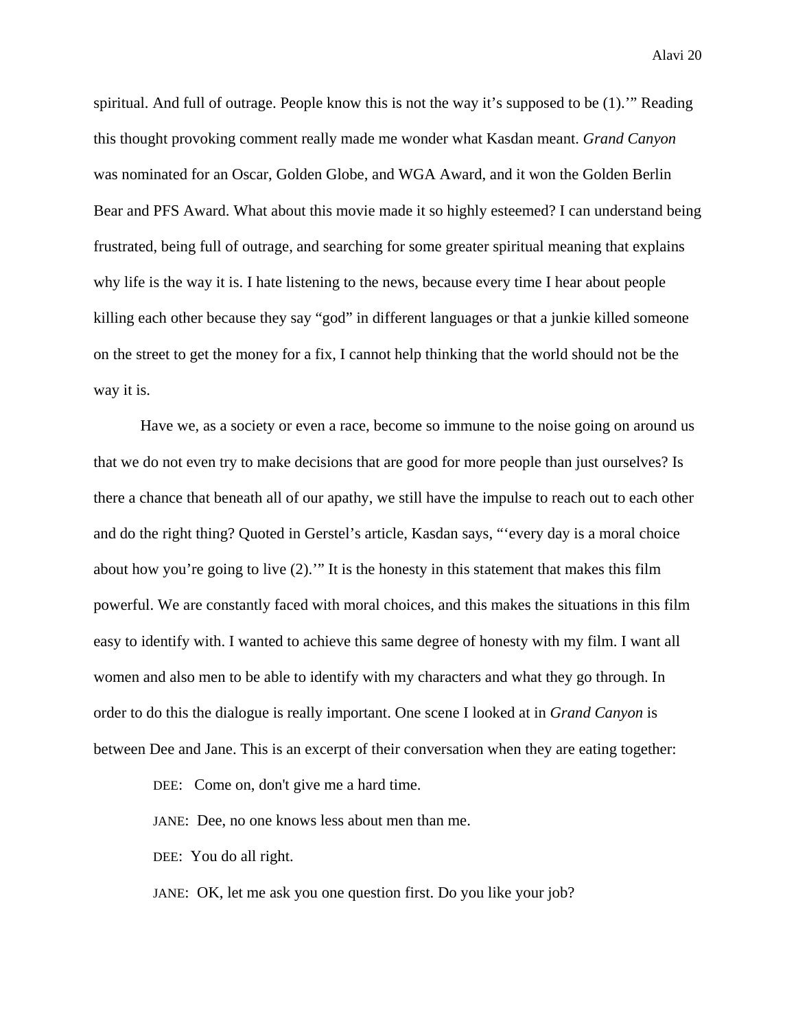spiritual. And full of outrage. People know this is not the way it's supposed to be (1).'" Reading this thought provoking comment really made me wonder what Kasdan meant. *Grand Canyon* was nominated for an Oscar, Golden Globe, and WGA Award, and it won the Golden Berlin Bear and PFS Award. What about this movie made it so highly esteemed? I can understand being frustrated, being full of outrage, and searching for some greater spiritual meaning that explains why life is the way it is. I hate listening to the news, because every time I hear about people killing each other because they say "god" in different languages or that a junkie killed someone on the street to get the money for a fix, I cannot help thinking that the world should not be the way it is.

Have we, as a society or even a race, become so immune to the noise going on around us that we do not even try to make decisions that are good for more people than just ourselves? Is there a chance that beneath all of our apathy, we still have the impulse to reach out to each other and do the right thing? Quoted in Gerstel's article, Kasdan says, "'every day is a moral choice about how you're going to live (2).'" It is the honesty in this statement that makes this film powerful. We are constantly faced with moral choices, and this makes the situations in this film easy to identify with. I wanted to achieve this same degree of honesty with my film. I want all women and also men to be able to identify with my characters and what they go through. In order to do this the dialogue is really important. One scene I looked at in *Grand Canyon* is between Dee and Jane. This is an excerpt of their conversation when they are eating together:

> DEE: Come on, don't give me a hard time.
>
> JANE: Dee, no one knows less about men than me.
>
> DEE: You do all right.
>
> JANE: OK, let me ask you one question first. Do you like your job?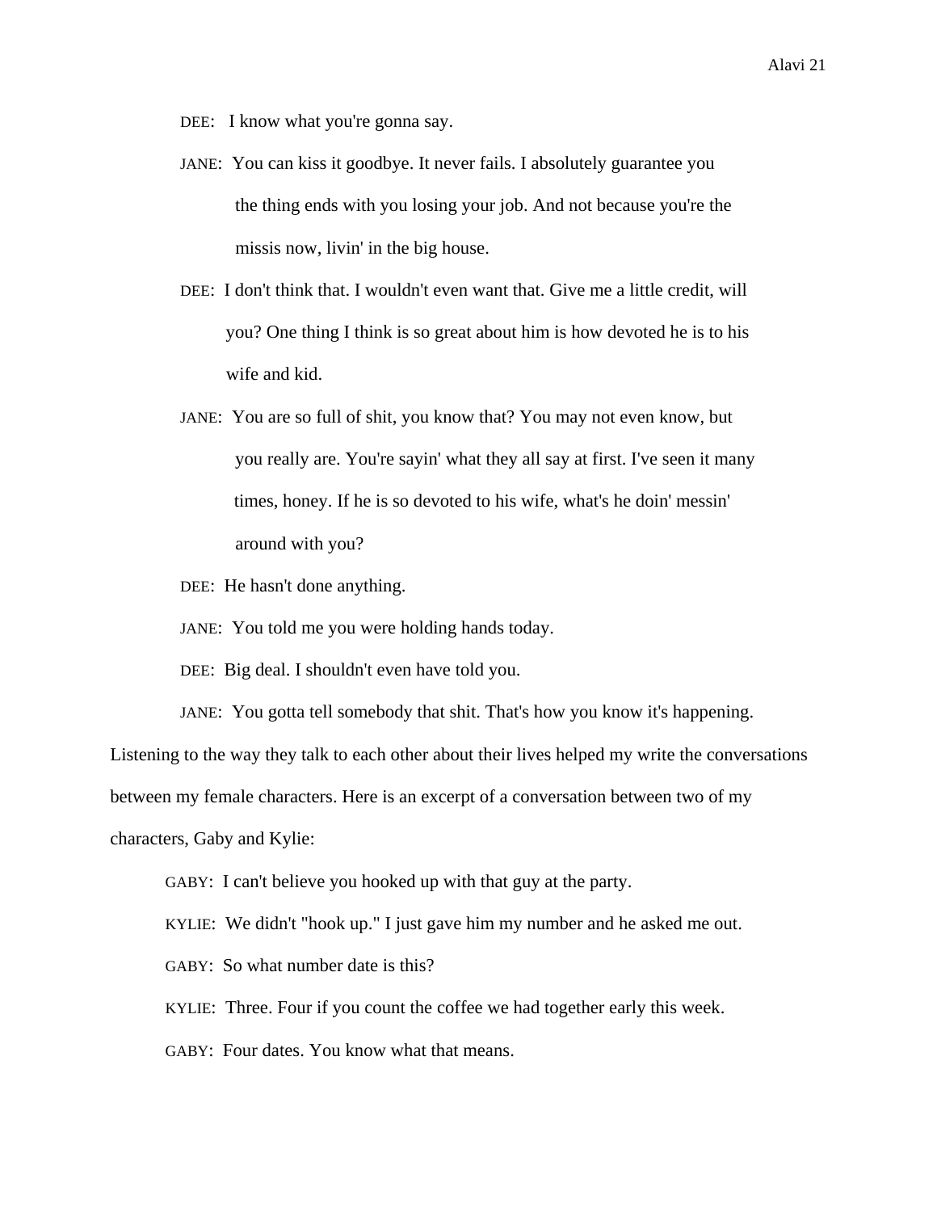DEE: I know what you're gonna say.

JANE: You can kiss it goodbye. It never fails. I absolutely guarantee you the thing ends with you losing your job. And not because you're the missis now, livin' in the big house.

DEE: I don't think that. I wouldn't even want that. Give me a little credit, will you? One thing I think is so great about him is how devoted he is to his wife and kid.

JANE: You are so full of shit, you know that? You may not even know, but you really are. You're sayin' what they all say at first. I've seen it many times, honey. If he is so devoted to his wife, what's he doin' messin' around with you?

DEE: He hasn't done anything.

JANE: You told me you were holding hands today.

DEE: Big deal. I shouldn't even have told you.

JANE: You gotta tell somebody that shit. That's how you know it's happening.

Listening to the way they talk to each other about their lives helped my write the conversations between my female characters. Here is an excerpt of a conversation between two of my characters, Gaby and Kylie:

GABY: I can't believe you hooked up with that guy at the party.

KYLIE: We didn't "hook up." I just gave him my number and he asked me out.

GABY: So what number date is this?

KYLIE: Three. Four if you count the coffee we had together early this week.

GABY: Four dates. You know what that means.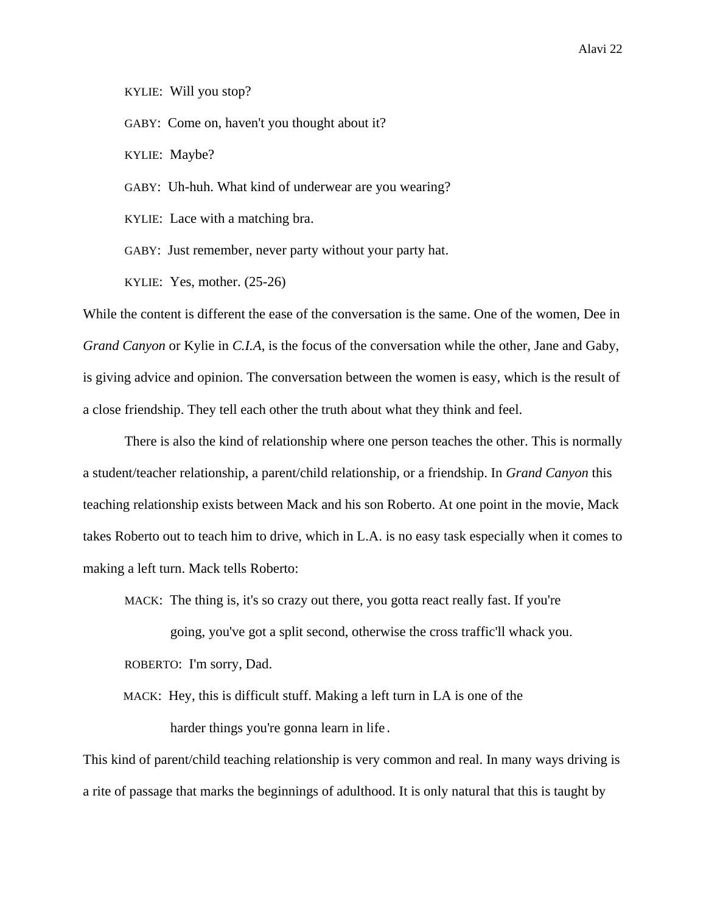KYLIE: Will you stop?

GABY: Come on, haven't you thought about it?

KYLIE: Maybe?

GABY: Uh-huh. What kind of underwear are you wearing?

KYLIE: Lace with a matching bra.

GABY: Just remember, never party without your party hat.

KYLIE: Yes, mother. (25-26)

While the content is different the ease of the conversation is the same. One of the women, Dee in *Grand Canyon* or Kylie in *C.I.A*, is the focus of the conversation while the other, Jane and Gaby, is giving advice and opinion. The conversation between the women is easy, which is the result of a close friendship. They tell each other the truth about what they think and feel.

There is also the kind of relationship where one person teaches the other. This is normally a student/teacher relationship, a parent/child relationship, or a friendship. In *Grand Canyon* this teaching relationship exists between Mack and his son Roberto. At one point in the movie, Mack takes Roberto out to teach him to drive, which in L.A. is no easy task especially when it comes to making a left turn. Mack tells Roberto:

MACK: The thing is, it's so crazy out there, you gotta react really fast. If you're going, you've got a split second, otherwise the cross traffic'll whack you.

ROBERTO: I'm sorry, Dad.

MACK: Hey, this is difficult stuff. Making a left turn in LA is one of the harder things you're gonna learn in life.

This kind of parent/child teaching relationship is very common and real. In many ways driving is a rite of passage that marks the beginnings of adulthood. It is only natural that this is taught by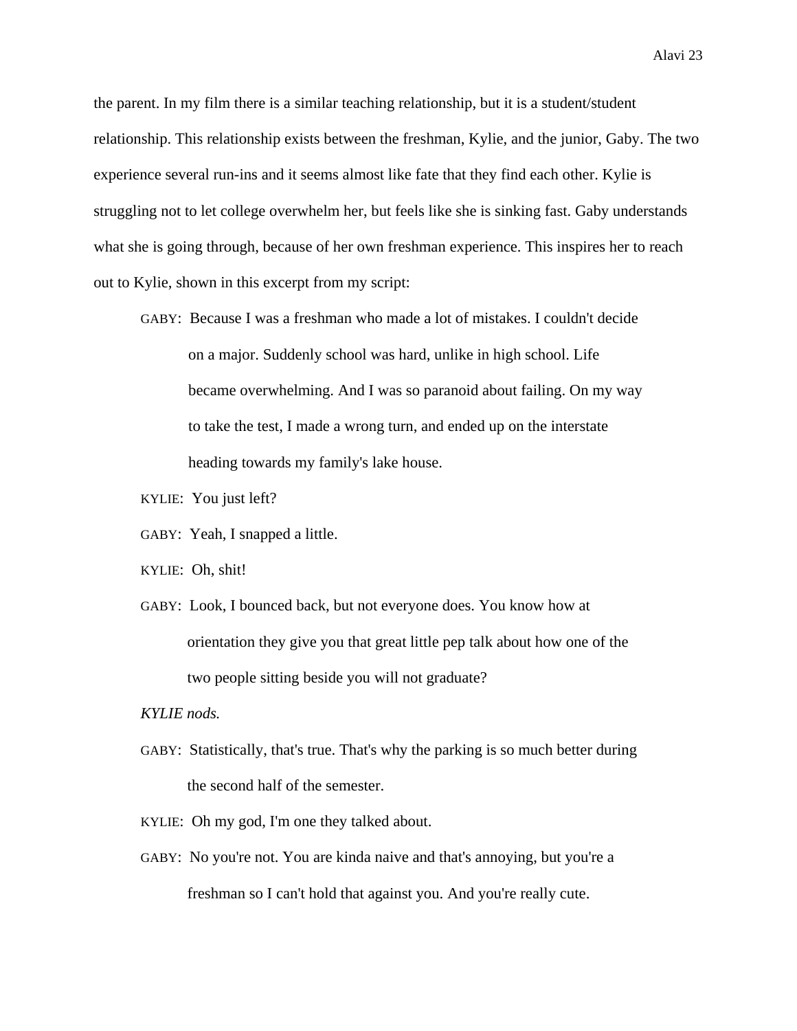the parent. In my film there is a similar teaching relationship, but it is a student/student relationship. This relationship exists between the freshman, Kylie, and the junior, Gaby. The two experience several run-ins and it seems almost like fate that they find each other. Kylie is struggling not to let college overwhelm her, but feels like she is sinking fast. Gaby understands what she is going through, because of her own freshman experience. This inspires her to reach out to Kylie, shown in this excerpt from my script:

> GABY: Because I was a freshman who made a lot of mistakes. I couldn't decide on a major. Suddenly school was hard, unlike in high school. Life became overwhelming. And I was so paranoid about failing. On my way to take the test, I made a wrong turn, and ended up on the interstate heading towards my family's lake house.
>
> KYLIE: You just left?
>
> GABY: Yeah, I snapped a little.
>
> KYLIE: Oh, shit!
>
> GABY: Look, I bounced back, but not everyone does. You know how at orientation they give you that great little pep talk about how one of the two people sitting beside you will not graduate?
>
> *KYLIE nods.*
>
> GABY: Statistically, that's true. That's why the parking is so much better during the second half of the semester.
>
> KYLIE: Oh my god, I'm one they talked about.
>
> GABY: No you're not. You are kinda naive and that's annoying, but you're a freshman so I can't hold that against you. And you're really cute.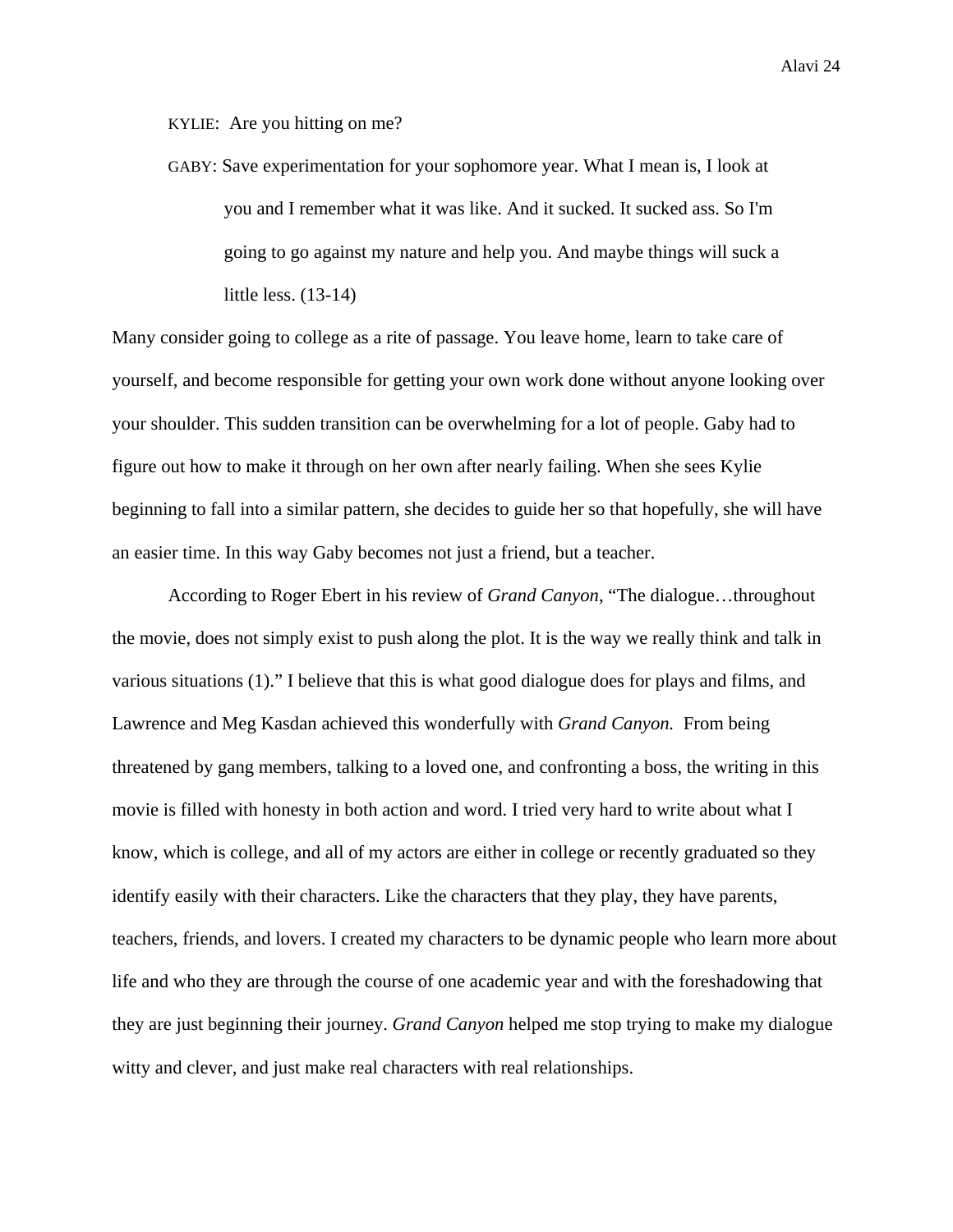KYLIE: Are you hitting on me?

GABY: Save experimentation for your sophomore year. What I mean is, I look at you and I remember what it was like. And it sucked. It sucked ass. So I'm going to go against my nature and help you. And maybe things will suck a little less. (13-14)

Many consider going to college as a rite of passage. You leave home, learn to take care of yourself, and become responsible for getting your own work done without anyone looking over your shoulder. This sudden transition can be overwhelming for a lot of people. Gaby had to figure out how to make it through on her own after nearly failing. When she sees Kylie beginning to fall into a similar pattern, she decides to guide her so that hopefully, she will have an easier time. In this way Gaby becomes not just a friend, but a teacher.

According to Roger Ebert in his review of *Grand Canyon*, "The dialogue…throughout the movie, does not simply exist to push along the plot. It is the way we really think and talk in various situations (1)." I believe that this is what good dialogue does for plays and films, and Lawrence and Meg Kasdan achieved this wonderfully with *Grand Canyon.* From being threatened by gang members, talking to a loved one, and confronting a boss, the writing in this movie is filled with honesty in both action and word. I tried very hard to write about what I know, which is college, and all of my actors are either in college or recently graduated so they identify easily with their characters. Like the characters that they play, they have parents, teachers, friends, and lovers. I created my characters to be dynamic people who learn more about life and who they are through the course of one academic year and with the foreshadowing that they are just beginning their journey. *Grand Canyon* helped me stop trying to make my dialogue witty and clever, and just make real characters with real relationships.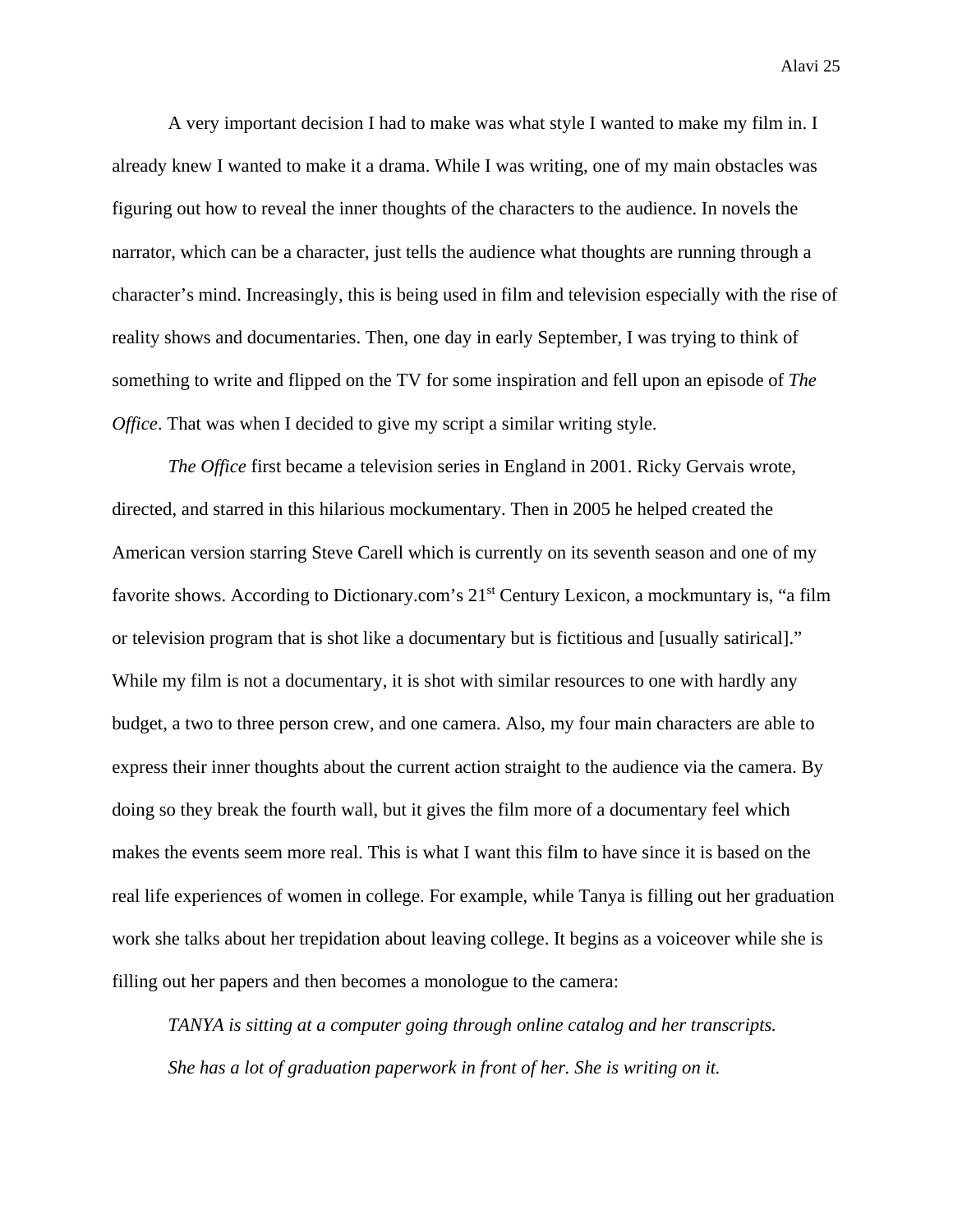A very important decision I had to make was what style I wanted to make my film in. I already knew I wanted to make it a drama. While I was writing, one of my main obstacles was figuring out how to reveal the inner thoughts of the characters to the audience. In novels the narrator, which can be a character, just tells the audience what thoughts are running through a character's mind. Increasingly, this is being used in film and television especially with the rise of reality shows and documentaries. Then, one day in early September, I was trying to think of something to write and flipped on the TV for some inspiration and fell upon an episode of *The Office*. That was when I decided to give my script a similar writing style.

*The Office* first became a television series in England in 2001. Ricky Gervais wrote, directed, and starred in this hilarious mockumentary. Then in 2005 he helped created the American version starring Steve Carell which is currently on its seventh season and one of my favorite shows. According to Dictionary.com's 21st Century Lexicon, a mockmuntary is, "a film or television program that is shot like a documentary but is fictitious and [usually satirical]." While my film is not a documentary, it is shot with similar resources to one with hardly any budget, a two to three person crew, and one camera. Also, my four main characters are able to express their inner thoughts about the current action straight to the audience via the camera. By doing so they break the fourth wall, but it gives the film more of a documentary feel which makes the events seem more real. This is what I want this film to have since it is based on the real life experiences of women in college. For example, while Tanya is filling out her graduation work she talks about her trepidation about leaving college. It begins as a voiceover while she is filling out her papers and then becomes a monologue to the camera:

> *TANYA is sitting at a computer going through online catalog and her transcripts. She has a lot of graduation paperwork in front of her. She is writing on it.*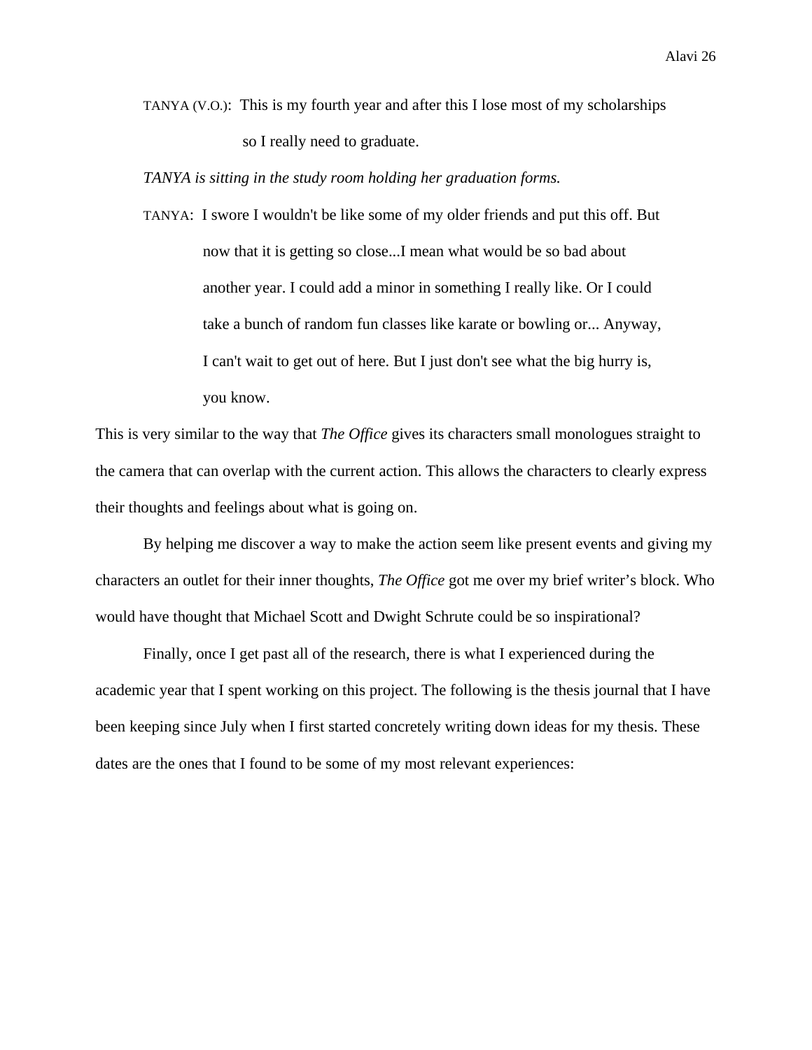TANYA (V.O.): This is my fourth year and after this I lose most of my scholarships so I really need to graduate.

*TANYA is sitting in the study room holding her graduation forms.*

TANYA: I swore I wouldn't be like some of my older friends and put this off. But now that it is getting so close...I mean what would be so bad about another year. I could add a minor in something I really like. Or I could take a bunch of random fun classes like karate or bowling or... Anyway, I can't wait to get out of here. But I just don't see what the big hurry is, you know.

This is very similar to the way that *The Office* gives its characters small monologues straight to the camera that can overlap with the current action. This allows the characters to clearly express their thoughts and feelings about what is going on.

By helping me discover a way to make the action seem like present events and giving my characters an outlet for their inner thoughts, *The Office* got me over my brief writer's block. Who would have thought that Michael Scott and Dwight Schrute could be so inspirational?

Finally, once I get past all of the research, there is what I experienced during the academic year that I spent working on this project. The following is the thesis journal that I have been keeping since July when I first started concretely writing down ideas for my thesis. These dates are the ones that I found to be some of my most relevant experiences: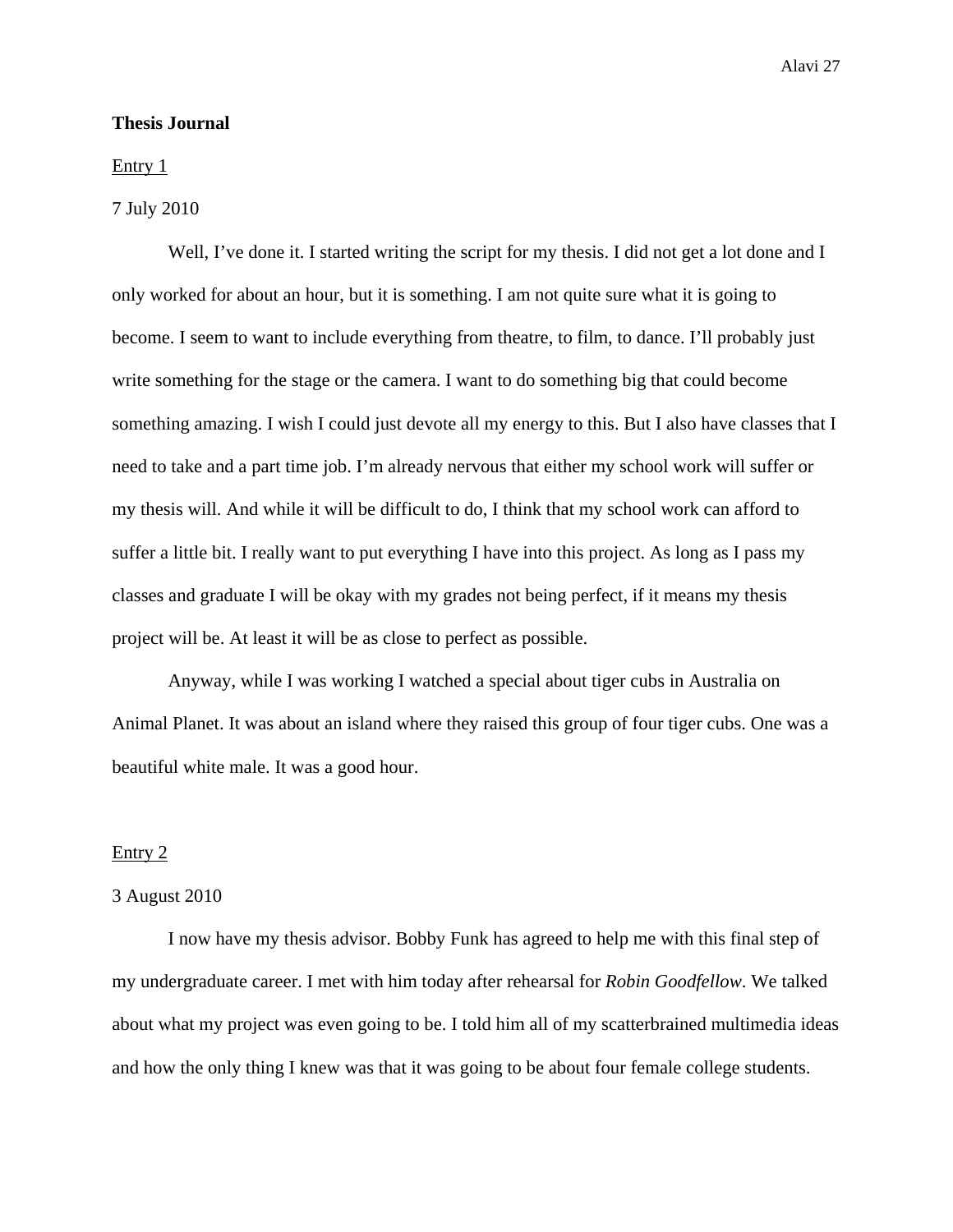**Thesis Journal**

<u>Entry 1</u>

7 July 2010

Well, I've done it. I started writing the script for my thesis. I did not get a lot done and I only worked for about an hour, but it is something. I am not quite sure what it is going to become. I seem to want to include everything from theatre, to film, to dance. I'll probably just write something for the stage or the camera. I want to do something big that could become something amazing. I wish I could just devote all my energy to this. But I also have classes that I need to take and a part time job. I'm already nervous that either my school work will suffer or my thesis will. And while it will be difficult to do, I think that my school work can afford to suffer a little bit. I really want to put everything I have into this project. As long as I pass my classes and graduate I will be okay with my grades not being perfect, if it means my thesis project will be. At least it will be as close to perfect as possible.

Anyway, while I was working I watched a special about tiger cubs in Australia on Animal Planet. It was about an island where they raised this group of four tiger cubs. One was a beautiful white male. It was a good hour.

<u>Entry 2</u>

3 August 2010

I now have my thesis advisor. Bobby Funk has agreed to help me with this final step of my undergraduate career. I met with him today after rehearsal for *Robin Goodfellow*. We talked about what my project was even going to be. I told him all of my scatterbrained multimedia ideas and how the only thing I knew was that it was going to be about four female college students.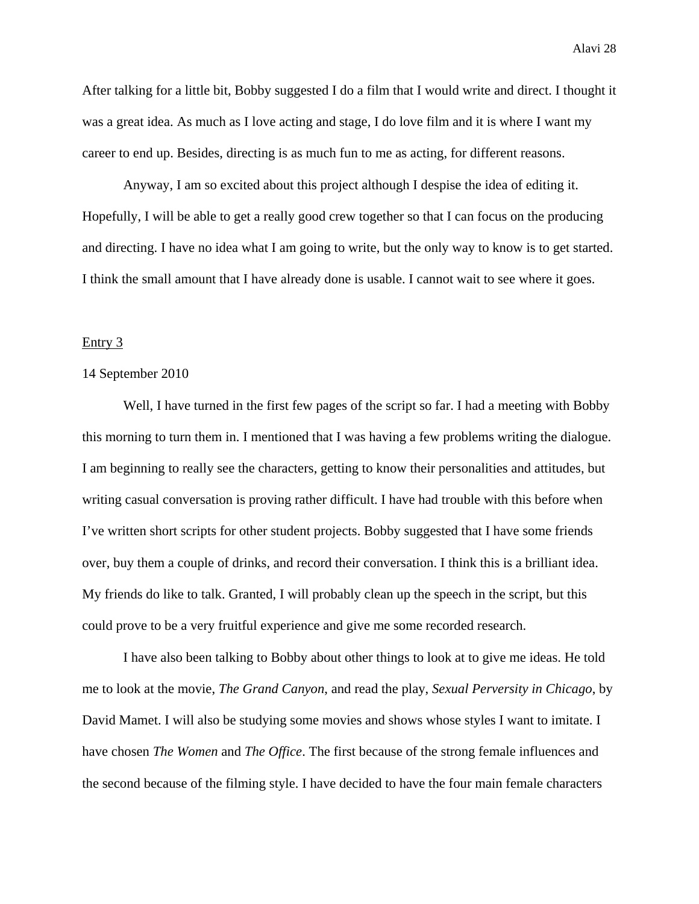After talking for a little bit, Bobby suggested I do a film that I would write and direct. I thought it was a great idea. As much as I love acting and stage, I do love film and it is where I want my career to end up. Besides, directing is as much fun to me as acting, for different reasons.

Anyway, I am so excited about this project although I despise the idea of editing it. Hopefully, I will be able to get a really good crew together so that I can focus on the producing and directing. I have no idea what I am going to write, but the only way to know is to get started. I think the small amount that I have already done is usable. I cannot wait to see where it goes.

<u>Entry 3</u>

14 September 2010

Well, I have turned in the first few pages of the script so far. I had a meeting with Bobby this morning to turn them in. I mentioned that I was having a few problems writing the dialogue. I am beginning to really see the characters, getting to know their personalities and attitudes, but writing casual conversation is proving rather difficult. I have had trouble with this before when I've written short scripts for other student projects. Bobby suggested that I have some friends over, buy them a couple of drinks, and record their conversation. I think this is a brilliant idea. My friends do like to talk. Granted, I will probably clean up the speech in the script, but this could prove to be a very fruitful experience and give me some recorded research.

I have also been talking to Bobby about other things to look at to give me ideas. He told me to look at the movie, *The Grand Canyon*, and read the play, *Sexual Perversity in Chicago*, by David Mamet. I will also be studying some movies and shows whose styles I want to imitate. I have chosen *The Women* and *The Office*. The first because of the strong female influences and the second because of the filming style. I have decided to have the four main female characters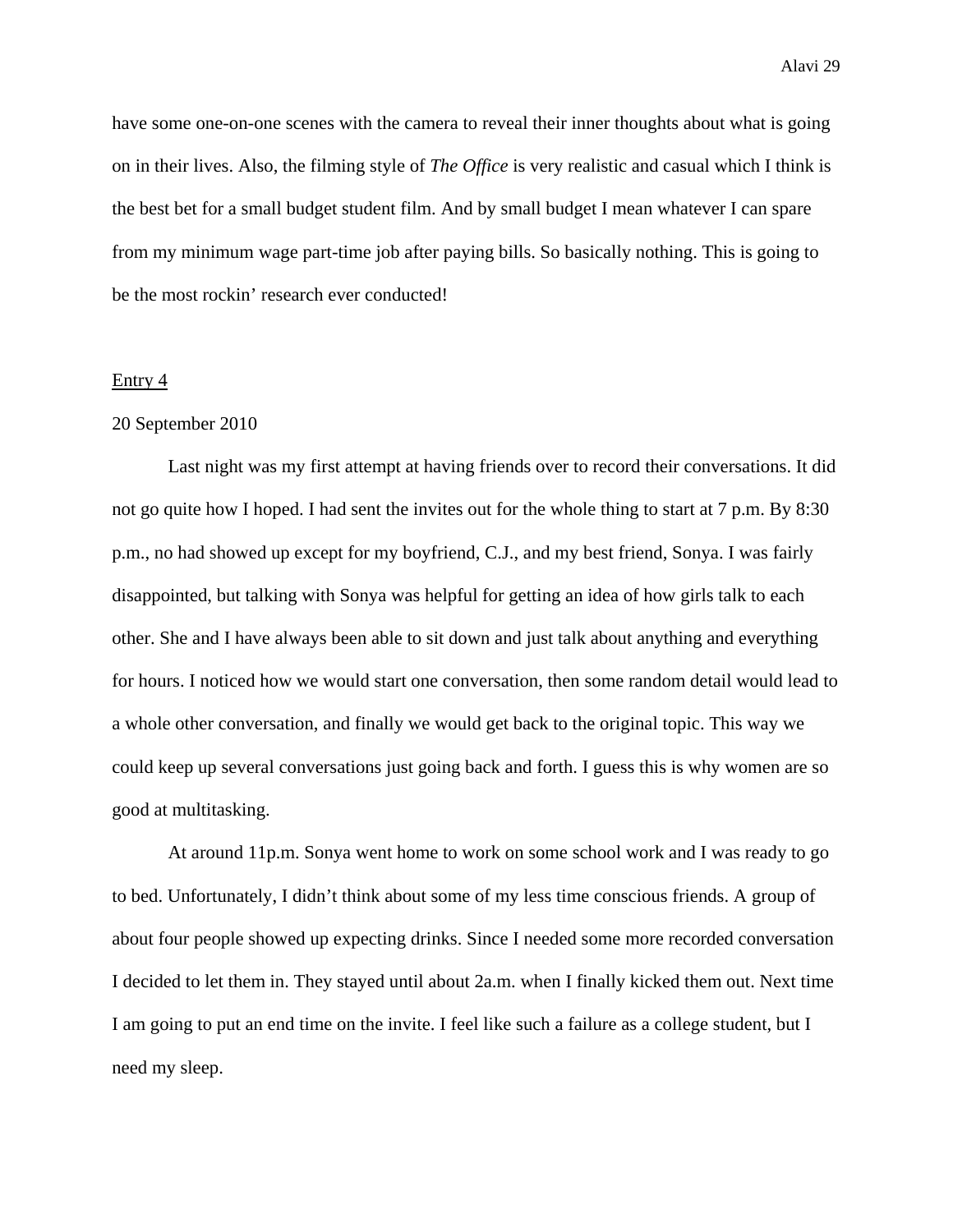have some one-on-one scenes with the camera to reveal their inner thoughts about what is going on in their lives. Also, the filming style of *The Office* is very realistic and casual which I think is the best bet for a small budget student film. And by small budget I mean whatever I can spare from my minimum wage part-time job after paying bills. So basically nothing. This is going to be the most rockin' research ever conducted!

<u>Entry 4</u>

20 September 2010

Last night was my first attempt at having friends over to record their conversations. It did not go quite how I hoped. I had sent the invites out for the whole thing to start at 7 p.m. By 8:30 p.m., no had showed up except for my boyfriend, C.J., and my best friend, Sonya. I was fairly disappointed, but talking with Sonya was helpful for getting an idea of how girls talk to each other. She and I have always been able to sit down and just talk about anything and everything for hours. I noticed how we would start one conversation, then some random detail would lead to a whole other conversation, and finally we would get back to the original topic. This way we could keep up several conversations just going back and forth. I guess this is why women are so good at multitasking.

At around 11p.m. Sonya went home to work on some school work and I was ready to go to bed. Unfortunately, I didn't think about some of my less time conscious friends. A group of about four people showed up expecting drinks. Since I needed some more recorded conversation I decided to let them in. They stayed until about 2a.m. when I finally kicked them out. Next time I am going to put an end time on the invite. I feel like such a failure as a college student, but I need my sleep.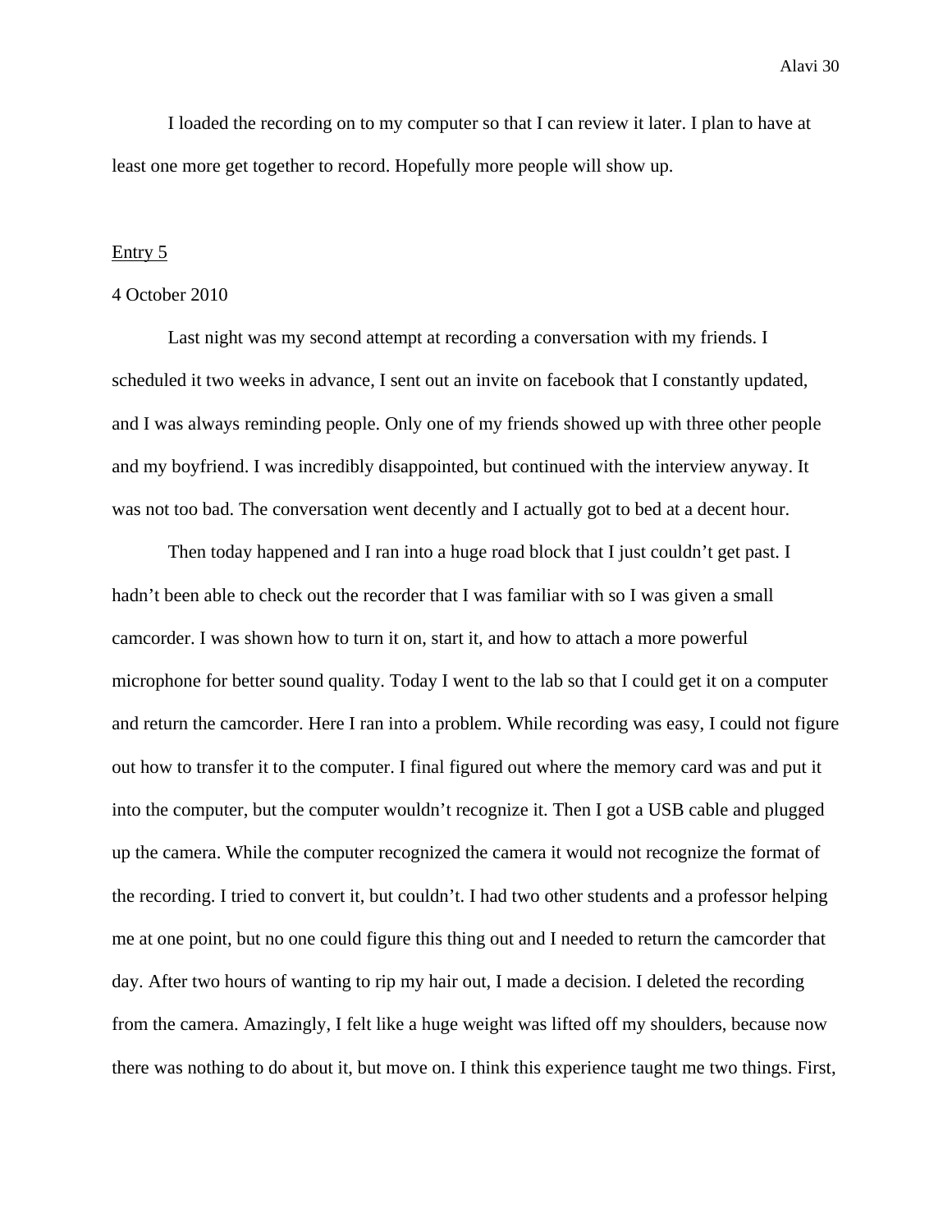I loaded the recording on to my computer so that I can review it later. I plan to have at least one more get together to record. Hopefully more people will show up.

<u>Entry 5</u>

4 October 2010

Last night was my second attempt at recording a conversation with my friends. I scheduled it two weeks in advance, I sent out an invite on facebook that I constantly updated, and I was always reminding people. Only one of my friends showed up with three other people and my boyfriend. I was incredibly disappointed, but continued with the interview anyway. It was not too bad. The conversation went decently and I actually got to bed at a decent hour.

Then today happened and I ran into a huge road block that I just couldn't get past. I hadn't been able to check out the recorder that I was familiar with so I was given a small camcorder. I was shown how to turn it on, start it, and how to attach a more powerful microphone for better sound quality. Today I went to the lab so that I could get it on a computer and return the camcorder. Here I ran into a problem. While recording was easy, I could not figure out how to transfer it to the computer. I final figured out where the memory card was and put it into the computer, but the computer wouldn't recognize it. Then I got a USB cable and plugged up the camera. While the computer recognized the camera it would not recognize the format of the recording. I tried to convert it, but couldn't. I had two other students and a professor helping me at one point, but no one could figure this thing out and I needed to return the camcorder that day. After two hours of wanting to rip my hair out, I made a decision. I deleted the recording from the camera. Amazingly, I felt like a huge weight was lifted off my shoulders, because now there was nothing to do about it, but move on. I think this experience taught me two things. First,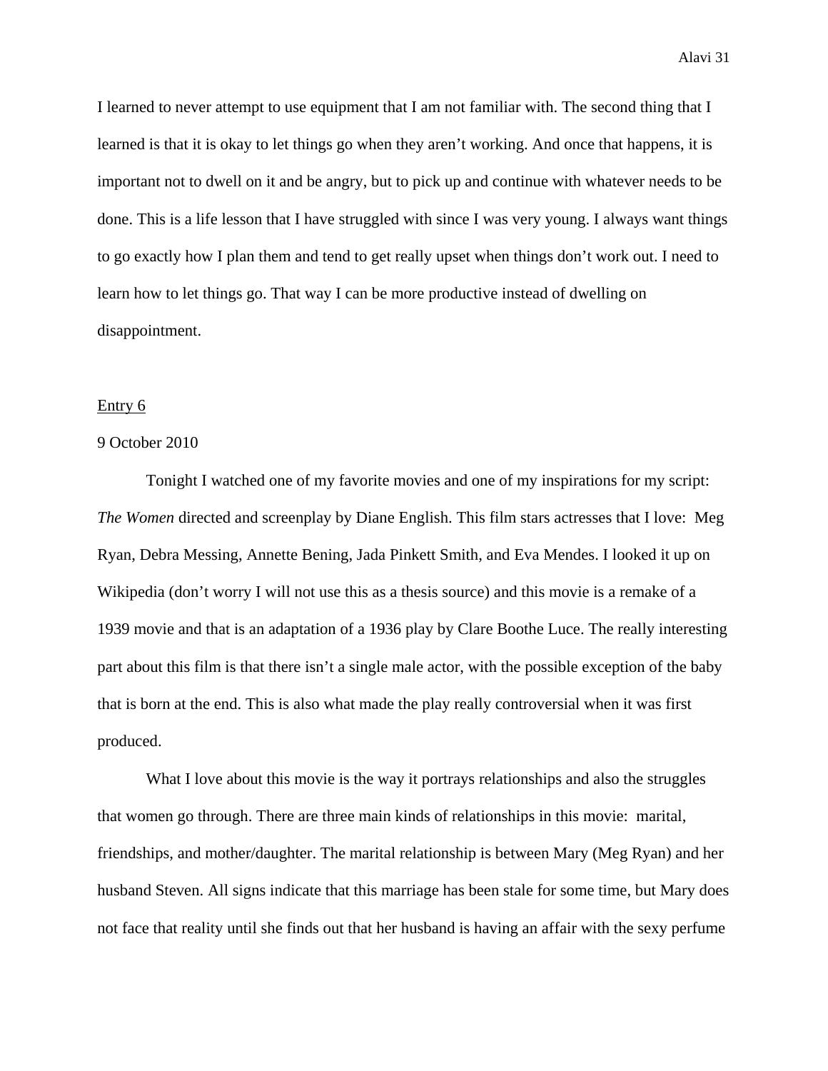I learned to never attempt to use equipment that I am not familiar with. The second thing that I learned is that it is okay to let things go when they aren't working. And once that happens, it is important not to dwell on it and be angry, but to pick up and continue with whatever needs to be done. This is a life lesson that I have struggled with since I was very young. I always want things to go exactly how I plan them and tend to get really upset when things don't work out. I need to learn how to let things go. That way I can be more productive instead of dwelling on disappointment.

<u>Entry 6</u>

9 October 2010

Tonight I watched one of my favorite movies and one of my inspirations for my script: *The Women* directed and screenplay by Diane English. This film stars actresses that I love: Meg Ryan, Debra Messing, Annette Bening, Jada Pinkett Smith, and Eva Mendes. I looked it up on Wikipedia (don't worry I will not use this as a thesis source) and this movie is a remake of a 1939 movie and that is an adaptation of a 1936 play by Clare Boothe Luce. The really interesting part about this film is that there isn't a single male actor, with the possible exception of the baby that is born at the end. This is also what made the play really controversial when it was first produced.

What I love about this movie is the way it portrays relationships and also the struggles that women go through. There are three main kinds of relationships in this movie: marital, friendships, and mother/daughter. The marital relationship is between Mary (Meg Ryan) and her husband Steven. All signs indicate that this marriage has been stale for some time, but Mary does not face that reality until she finds out that her husband is having an affair with the sexy perfume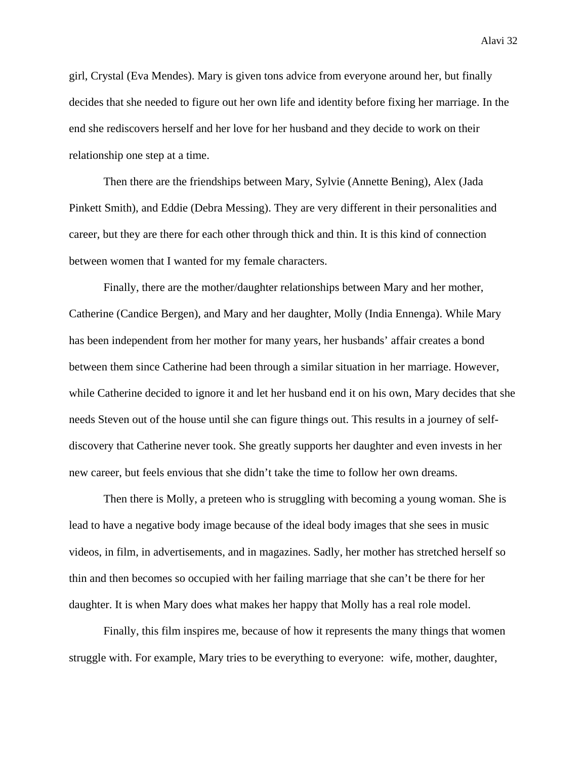girl, Crystal (Eva Mendes). Mary is given tons advice from everyone around her, but finally decides that she needed to figure out her own life and identity before fixing her marriage. In the end she rediscovers herself and her love for her husband and they decide to work on their relationship one step at a time.

Then there are the friendships between Mary, Sylvie (Annette Bening), Alex (Jada Pinkett Smith), and Eddie (Debra Messing). They are very different in their personalities and career, but they are there for each other through thick and thin. It is this kind of connection between women that I wanted for my female characters.

Finally, there are the mother/daughter relationships between Mary and her mother, Catherine (Candice Bergen), and Mary and her daughter, Molly (India Ennenga). While Mary has been independent from her mother for many years, her husbands' affair creates a bond between them since Catherine had been through a similar situation in her marriage. However, while Catherine decided to ignore it and let her husband end it on his own, Mary decides that she needs Steven out of the house until she can figure things out. This results in a journey of self-discovery that Catherine never took. She greatly supports her daughter and even invests in her new career, but feels envious that she didn't take the time to follow her own dreams.

Then there is Molly, a preteen who is struggling with becoming a young woman. She is lead to have a negative body image because of the ideal body images that she sees in music videos, in film, in advertisements, and in magazines. Sadly, her mother has stretched herself so thin and then becomes so occupied with her failing marriage that she can't be there for her daughter. It is when Mary does what makes her happy that Molly has a real role model.

Finally, this film inspires me, because of how it represents the many things that women struggle with. For example, Mary tries to be everything to everyone: wife, mother, daughter,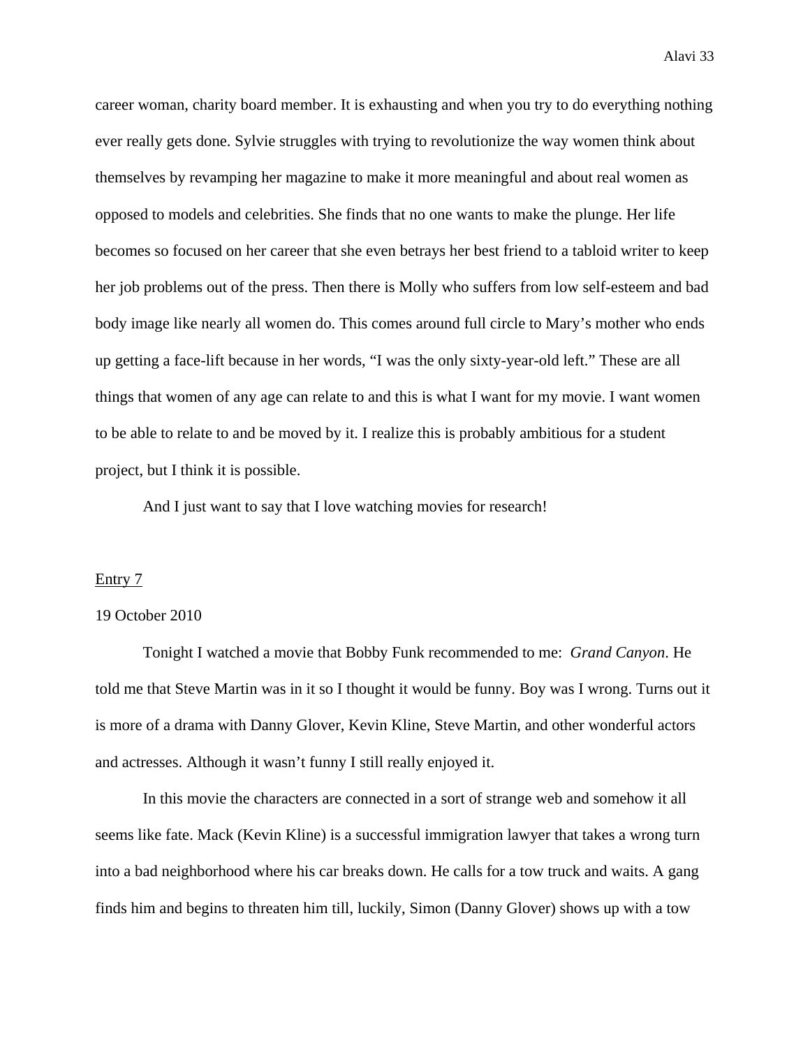career woman, charity board member. It is exhausting and when you try to do everything nothing ever really gets done. Sylvie struggles with trying to revolutionize the way women think about themselves by revamping her magazine to make it more meaningful and about real women as opposed to models and celebrities. She finds that no one wants to make the plunge. Her life becomes so focused on her career that she even betrays her best friend to a tabloid writer to keep her job problems out of the press. Then there is Molly who suffers from low self-esteem and bad body image like nearly all women do. This comes around full circle to Mary's mother who ends up getting a face-lift because in her words, "I was the only sixty-year-old left." These are all things that women of any age can relate to and this is what I want for my movie. I want women to be able to relate to and be moved by it. I realize this is probably ambitious for a student project, but I think it is possible.

And I just want to say that I love watching movies for research!

<u>Entry 7</u>

19 October 2010

Tonight I watched a movie that Bobby Funk recommended to me: *Grand Canyon*. He told me that Steve Martin was in it so I thought it would be funny. Boy was I wrong. Turns out it is more of a drama with Danny Glover, Kevin Kline, Steve Martin, and other wonderful actors and actresses. Although it wasn't funny I still really enjoyed it.

In this movie the characters are connected in a sort of strange web and somehow it all seems like fate. Mack (Kevin Kline) is a successful immigration lawyer that takes a wrong turn into a bad neighborhood where his car breaks down. He calls for a tow truck and waits. A gang finds him and begins to threaten him till, luckily, Simon (Danny Glover) shows up with a tow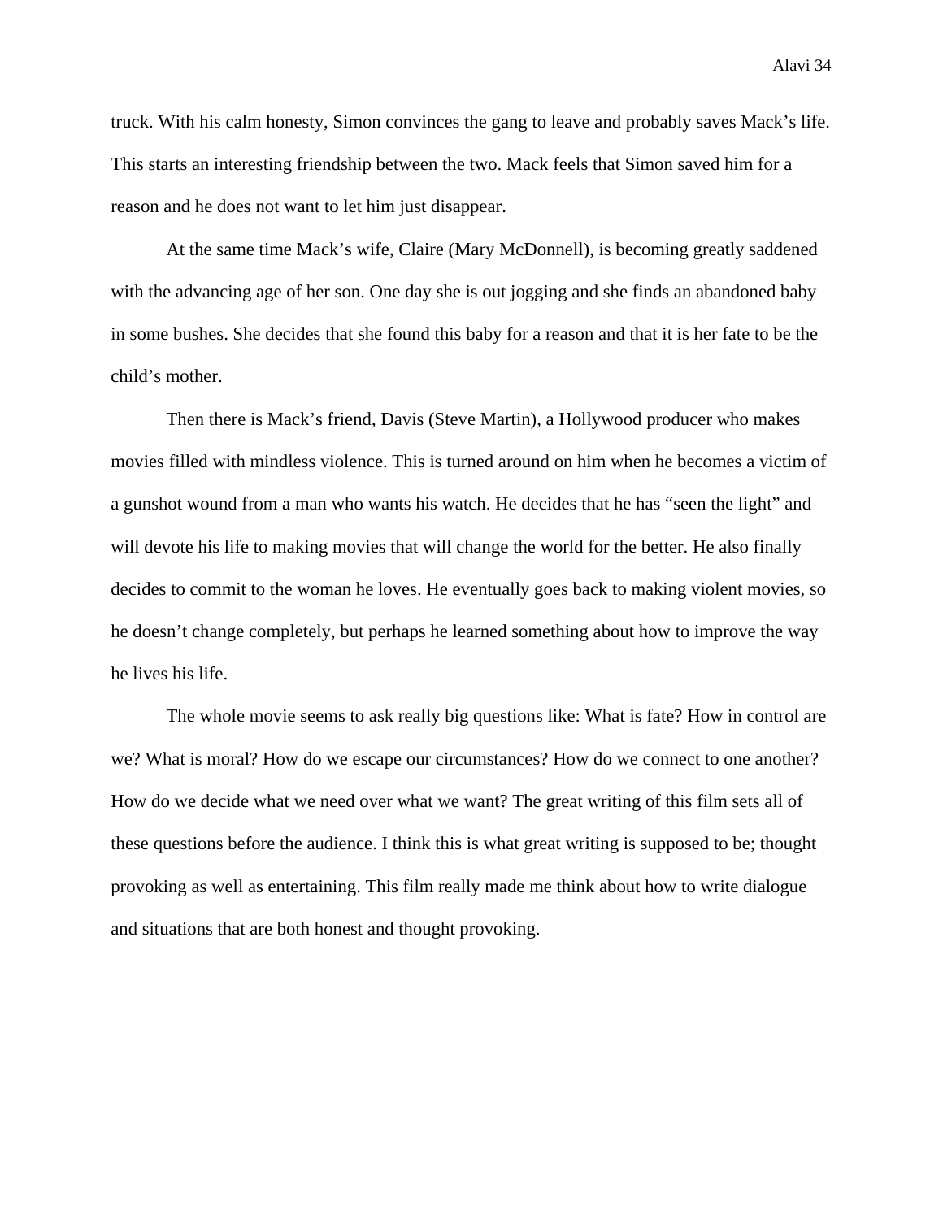truck. With his calm honesty, Simon convinces the gang to leave and probably saves Mack's life. This starts an interesting friendship between the two. Mack feels that Simon saved him for a reason and he does not want to let him just disappear.

At the same time Mack's wife, Claire (Mary McDonnell), is becoming greatly saddened with the advancing age of her son. One day she is out jogging and she finds an abandoned baby in some bushes. She decides that she found this baby for a reason and that it is her fate to be the child's mother.

Then there is Mack's friend, Davis (Steve Martin), a Hollywood producer who makes movies filled with mindless violence. This is turned around on him when he becomes a victim of a gunshot wound from a man who wants his watch. He decides that he has "seen the light" and will devote his life to making movies that will change the world for the better. He also finally decides to commit to the woman he loves. He eventually goes back to making violent movies, so he doesn't change completely, but perhaps he learned something about how to improve the way he lives his life.

The whole movie seems to ask really big questions like: What is fate? How in control are we? What is moral? How do we escape our circumstances? How do we connect to one another? How do we decide what we need over what we want? The great writing of this film sets all of these questions before the audience. I think this is what great writing is supposed to be; thought provoking as well as entertaining. This film really made me think about how to write dialogue and situations that are both honest and thought provoking.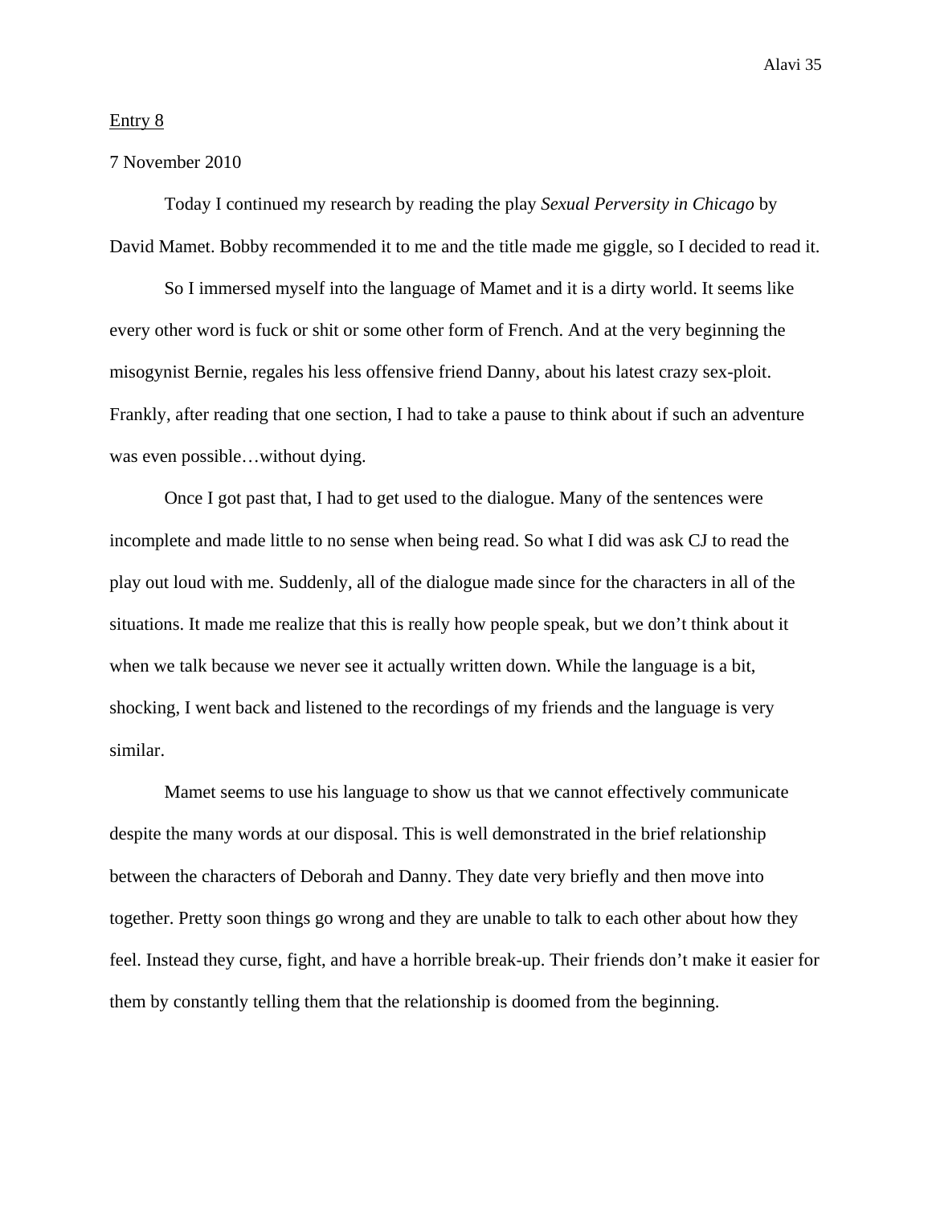Entry 8

7 November 2010

Today I continued my research by reading the play *Sexual Perversity in Chicago* by David Mamet. Bobby recommended it to me and the title made me giggle, so I decided to read it.

So I immersed myself into the language of Mamet and it is a dirty world. It seems like every other word is fuck or shit or some other form of French. And at the very beginning the misogynist Bernie, regales his less offensive friend Danny, about his latest crazy sex-ploit. Frankly, after reading that one section, I had to take a pause to think about if such an adventure was even possible…without dying.

Once I got past that, I had to get used to the dialogue. Many of the sentences were incomplete and made little to no sense when being read. So what I did was ask CJ to read the play out loud with me. Suddenly, all of the dialogue made since for the characters in all of the situations. It made me realize that this is really how people speak, but we don't think about it when we talk because we never see it actually written down. While the language is a bit, shocking, I went back and listened to the recordings of my friends and the language is very similar.

Mamet seems to use his language to show us that we cannot effectively communicate despite the many words at our disposal. This is well demonstrated in the brief relationship between the characters of Deborah and Danny. They date very briefly and then move into together. Pretty soon things go wrong and they are unable to talk to each other about how they feel. Instead they curse, fight, and have a horrible break-up. Their friends don't make it easier for them by constantly telling them that the relationship is doomed from the beginning.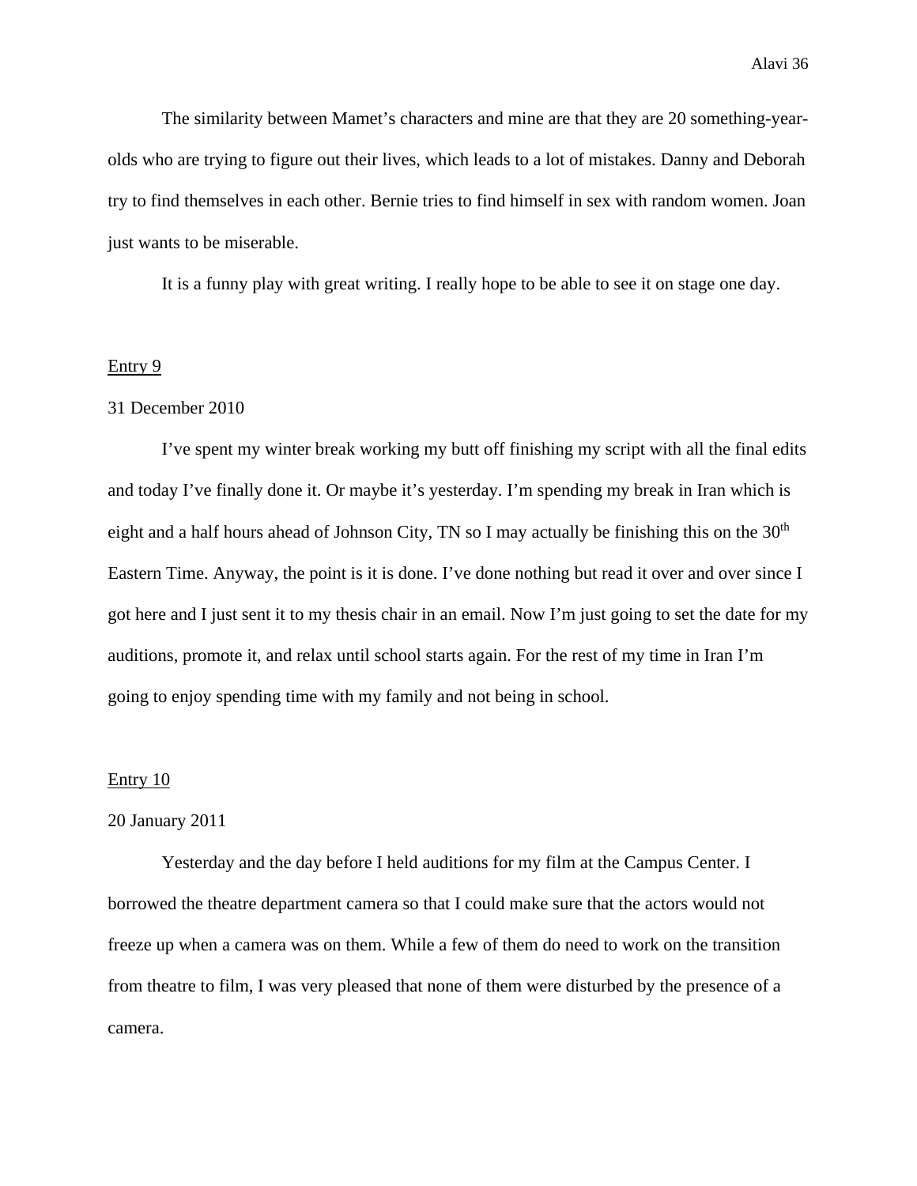The similarity between Mamet's characters and mine are that they are 20 something-year-olds who are trying to figure out their lives, which leads to a lot of mistakes. Danny and Deborah try to find themselves in each other. Bernie tries to find himself in sex with random women. Joan just wants to be miserable.

It is a funny play with great writing. I really hope to be able to see it on stage one day.

<u>Entry 9</u>

31 December 2010

I've spent my winter break working my butt off finishing my script with all the final edits and today I've finally done it. Or maybe it's yesterday. I'm spending my break in Iran which is eight and a half hours ahead of Johnson City, TN so I may actually be finishing this on the 30th Eastern Time. Anyway, the point is it is done. I've done nothing but read it over and over since I got here and I just sent it to my thesis chair in an email. Now I'm just going to set the date for my auditions, promote it, and relax until school starts again. For the rest of my time in Iran I'm going to enjoy spending time with my family and not being in school.

<u>Entry 10</u>

20 January 2011

Yesterday and the day before I held auditions for my film at the Campus Center. I borrowed the theatre department camera so that I could make sure that the actors would not freeze up when a camera was on them. While a few of them do need to work on the transition from theatre to film, I was very pleased that none of them were disturbed by the presence of a camera.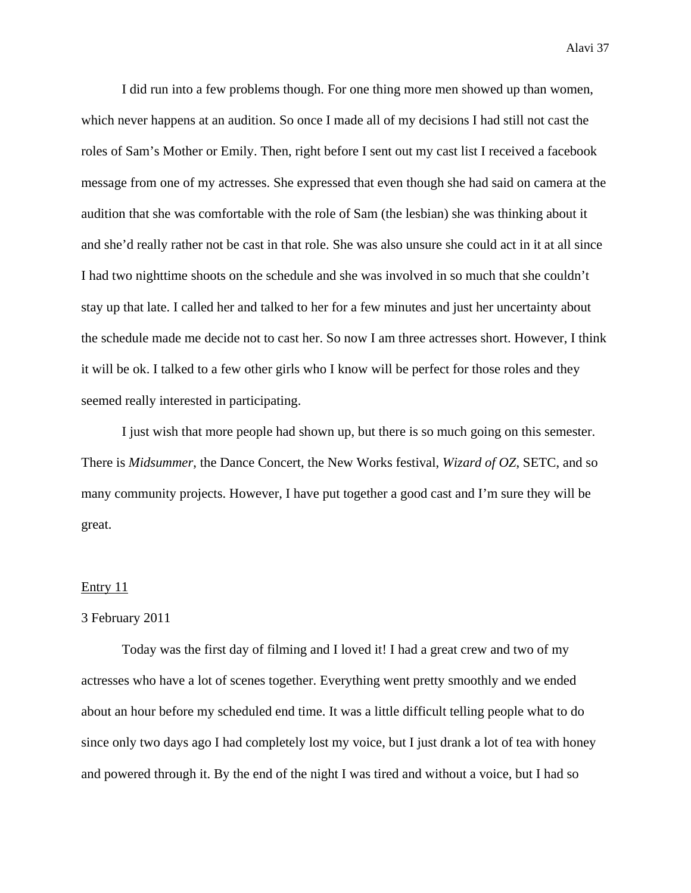I did run into a few problems though. For one thing more men showed up than women, which never happens at an audition. So once I made all of my decisions I had still not cast the roles of Sam's Mother or Emily. Then, right before I sent out my cast list I received a facebook message from one of my actresses. She expressed that even though she had said on camera at the audition that she was comfortable with the role of Sam (the lesbian) she was thinking about it and she'd really rather not be cast in that role. She was also unsure she could act in it at all since I had two nighttime shoots on the schedule and she was involved in so much that she couldn't stay up that late. I called her and talked to her for a few minutes and just her uncertainty about the schedule made me decide not to cast her. So now I am three actresses short. However, I think it will be ok. I talked to a few other girls who I know will be perfect for those roles and they seemed really interested in participating.

I just wish that more people had shown up, but there is so much going on this semester. There is *Midsummer*, the Dance Concert, the New Works festival, *Wizard of OZ*, SETC, and so many community projects. However, I have put together a good cast and I'm sure they will be great.

<u>Entry 11</u>

3 February 2011

Today was the first day of filming and I loved it! I had a great crew and two of my actresses who have a lot of scenes together. Everything went pretty smoothly and we ended about an hour before my scheduled end time. It was a little difficult telling people what to do since only two days ago I had completely lost my voice, but I just drank a lot of tea with honey and powered through it. By the end of the night I was tired and without a voice, but I had so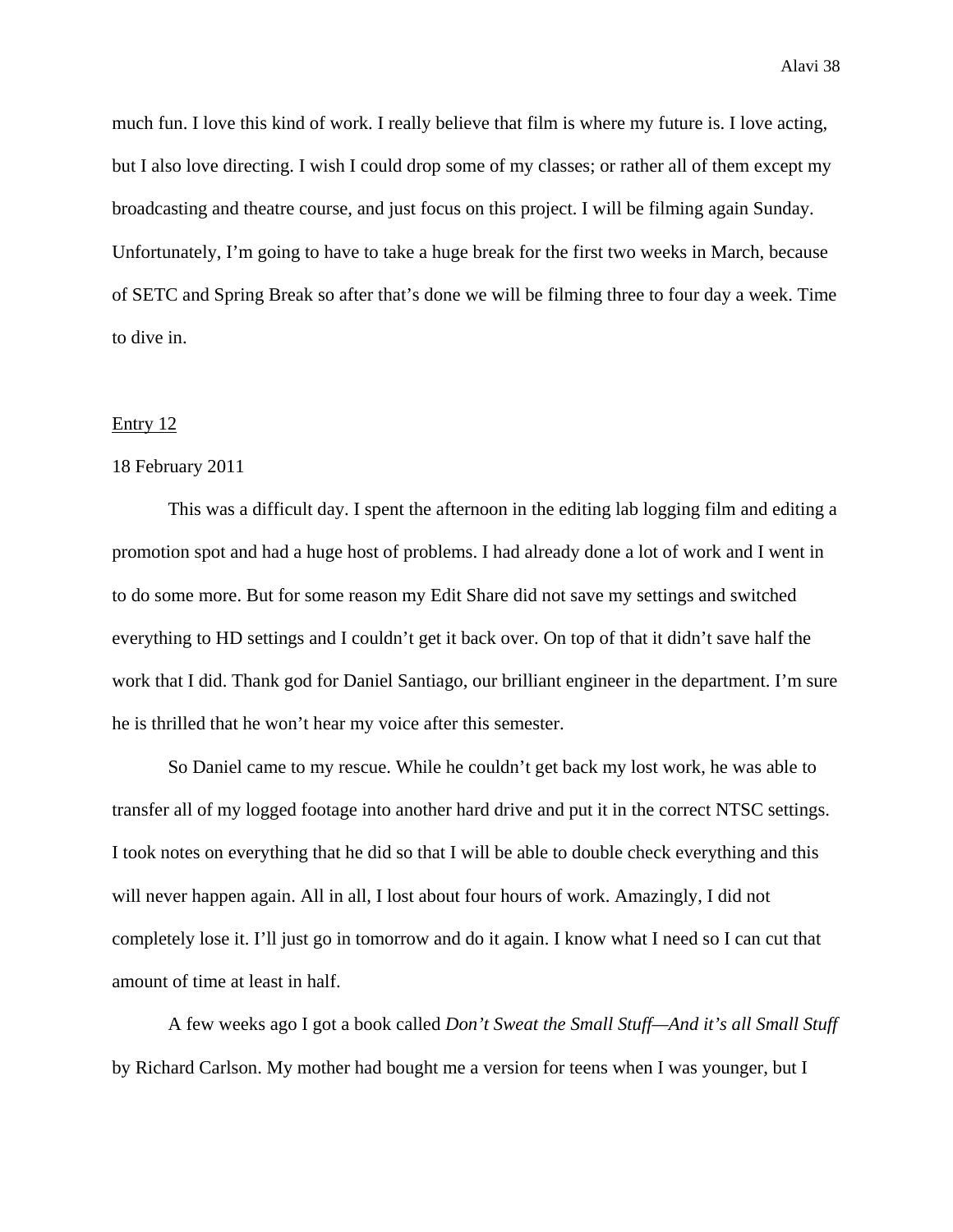much fun. I love this kind of work. I really believe that film is where my future is. I love acting, but I also love directing. I wish I could drop some of my classes; or rather all of them except my broadcasting and theatre course, and just focus on this project. I will be filming again Sunday. Unfortunately, I'm going to have to take a huge break for the first two weeks in March, because of SETC and Spring Break so after that's done we will be filming three to four day a week. Time to dive in.

<u>Entry 12</u>

18 February 2011

This was a difficult day. I spent the afternoon in the editing lab logging film and editing a promotion spot and had a huge host of problems. I had already done a lot of work and I went in to do some more. But for some reason my Edit Share did not save my settings and switched everything to HD settings and I couldn't get it back over. On top of that it didn't save half the work that I did. Thank god for Daniel Santiago, our brilliant engineer in the department. I'm sure he is thrilled that he won't hear my voice after this semester.

So Daniel came to my rescue. While he couldn't get back my lost work, he was able to transfer all of my logged footage into another hard drive and put it in the correct NTSC settings. I took notes on everything that he did so that I will be able to double check everything and this will never happen again. All in all, I lost about four hours of work. Amazingly, I did not completely lose it. I'll just go in tomorrow and do it again. I know what I need so I can cut that amount of time at least in half.

A few weeks ago I got a book called *Don't Sweat the Small Stuff—And it's all Small Stuff* by Richard Carlson. My mother had bought me a version for teens when I was younger, but I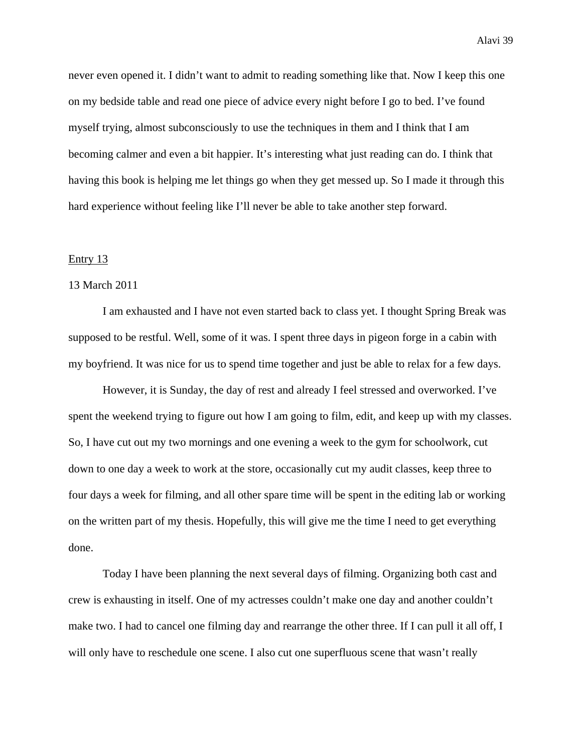never even opened it. I didn't want to admit to reading something like that. Now I keep this one on my bedside table and read one piece of advice every night before I go to bed. I've found myself trying, almost subconsciously to use the techniques in them and I think that I am becoming calmer and even a bit happier. It's interesting what just reading can do. I think that having this book is helping me let things go when they get messed up. So I made it through this hard experience without feeling like I'll never be able to take another step forward.

<u>Entry 13</u>

13 March 2011

I am exhausted and I have not even started back to class yet. I thought Spring Break was supposed to be restful. Well, some of it was. I spent three days in pigeon forge in a cabin with my boyfriend. It was nice for us to spend time together and just be able to relax for a few days.

However, it is Sunday, the day of rest and already I feel stressed and overworked. I've spent the weekend trying to figure out how I am going to film, edit, and keep up with my classes. So, I have cut out my two mornings and one evening a week to the gym for schoolwork, cut down to one day a week to work at the store, occasionally cut my audit classes, keep three to four days a week for filming, and all other spare time will be spent in the editing lab or working on the written part of my thesis. Hopefully, this will give me the time I need to get everything done.

Today I have been planning the next several days of filming. Organizing both cast and crew is exhausting in itself. One of my actresses couldn't make one day and another couldn't make two. I had to cancel one filming day and rearrange the other three. If I can pull it all off, I will only have to reschedule one scene. I also cut one superfluous scene that wasn't really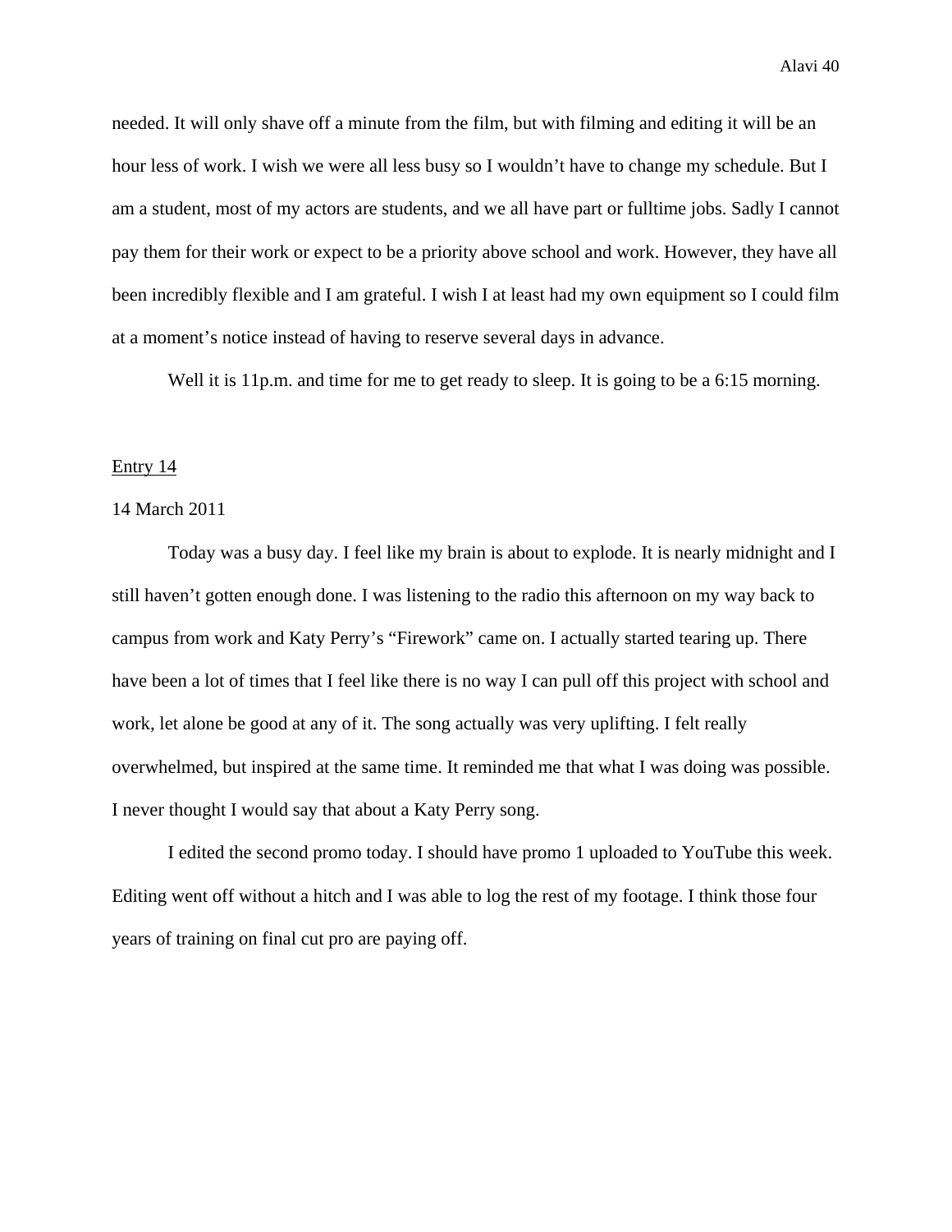needed. It will only shave off a minute from the film, but with filming and editing it will be an hour less of work. I wish we were all less busy so I wouldn't have to change my schedule. But I am a student, most of my actors are students, and we all have part or fulltime jobs. Sadly I cannot pay them for their work or expect to be a priority above school and work. However, they have all been incredibly flexible and I am grateful. I wish I at least had my own equipment so I could film at a moment's notice instead of having to reserve several days in advance.

Well it is 11p.m. and time for me to get ready to sleep. It is going to be a 6:15 morning.

<u>Entry 14</u>

14 March 2011

Today was a busy day. I feel like my brain is about to explode. It is nearly midnight and I still haven't gotten enough done. I was listening to the radio this afternoon on my way back to campus from work and Katy Perry's "Firework" came on. I actually started tearing up. There have been a lot of times that I feel like there is no way I can pull off this project with school and work, let alone be good at any of it. The song actually was very uplifting. I felt really overwhelmed, but inspired at the same time. It reminded me that what I was doing was possible. I never thought I would say that about a Katy Perry song.

I edited the second promo today. I should have promo 1 uploaded to YouTube this week. Editing went off without a hitch and I was able to log the rest of my footage. I think those four years of training on final cut pro are paying off.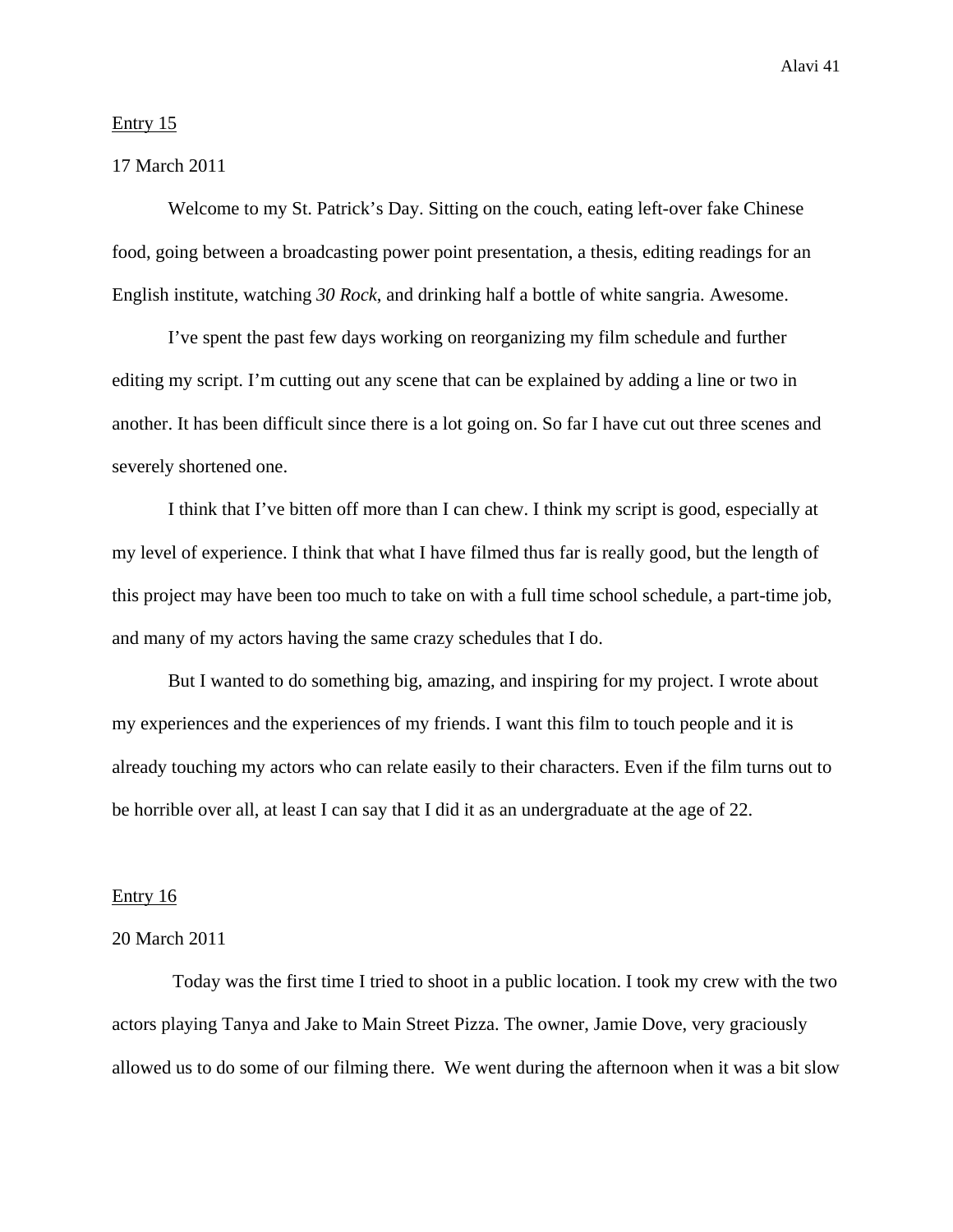Entry 15

17 March 2011

Welcome to my St. Patrick's Day. Sitting on the couch, eating left-over fake Chinese food, going between a broadcasting power point presentation, a thesis, editing readings for an English institute, watching *30 Rock*, and drinking half a bottle of white sangria. Awesome.

I've spent the past few days working on reorganizing my film schedule and further editing my script. I'm cutting out any scene that can be explained by adding a line or two in another. It has been difficult since there is a lot going on. So far I have cut out three scenes and severely shortened one.

I think that I've bitten off more than I can chew. I think my script is good, especially at my level of experience. I think that what I have filmed thus far is really good, but the length of this project may have been too much to take on with a full time school schedule, a part-time job, and many of my actors having the same crazy schedules that I do.

But I wanted to do something big, amazing, and inspiring for my project. I wrote about my experiences and the experiences of my friends. I want this film to touch people and it is already touching my actors who can relate easily to their characters. Even if the film turns out to be horrible over all, at least I can say that I did it as an undergraduate at the age of 22.

Entry 16

20 March 2011

Today was the first time I tried to shoot in a public location. I took my crew with the two actors playing Tanya and Jake to Main Street Pizza. The owner, Jamie Dove, very graciously allowed us to do some of our filming there. We went during the afternoon when it was a bit slow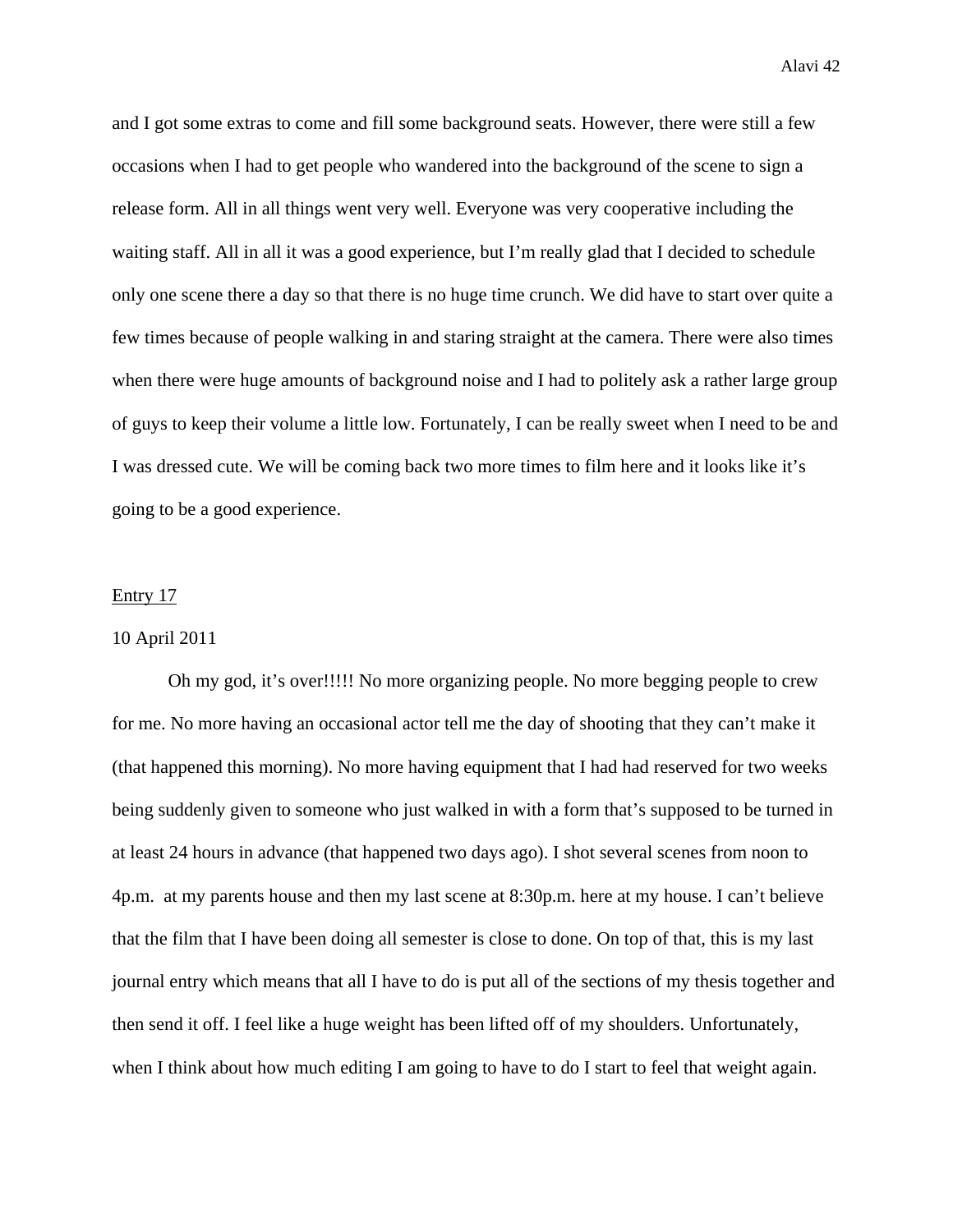and I got some extras to come and fill some background seats. However, there were still a few occasions when I had to get people who wandered into the background of the scene to sign a release form. All in all things went very well. Everyone was very cooperative including the waiting staff. All in all it was a good experience, but I'm really glad that I decided to schedule only one scene there a day so that there is no huge time crunch. We did have to start over quite a few times because of people walking in and staring straight at the camera. There were also times when there were huge amounts of background noise and I had to politely ask a rather large group of guys to keep their volume a little low. Fortunately, I can be really sweet when I need to be and I was dressed cute. We will be coming back two more times to film here and it looks like it's going to be a good experience.

<u>Entry 17</u>

10 April 2011

Oh my god, it's over!!!!! No more organizing people. No more begging people to crew for me. No more having an occasional actor tell me the day of shooting that they can't make it (that happened this morning). No more having equipment that I had had reserved for two weeks being suddenly given to someone who just walked in with a form that's supposed to be turned in at least 24 hours in advance (that happened two days ago). I shot several scenes from noon to 4p.m.  at my parents house and then my last scene at 8:30p.m. here at my house. I can't believe that the film that I have been doing all semester is close to done. On top of that, this is my last journal entry which means that all I have to do is put all of the sections of my thesis together and then send it off. I feel like a huge weight has been lifted off of my shoulders. Unfortunately, when I think about how much editing I am going to have to do I start to feel that weight again.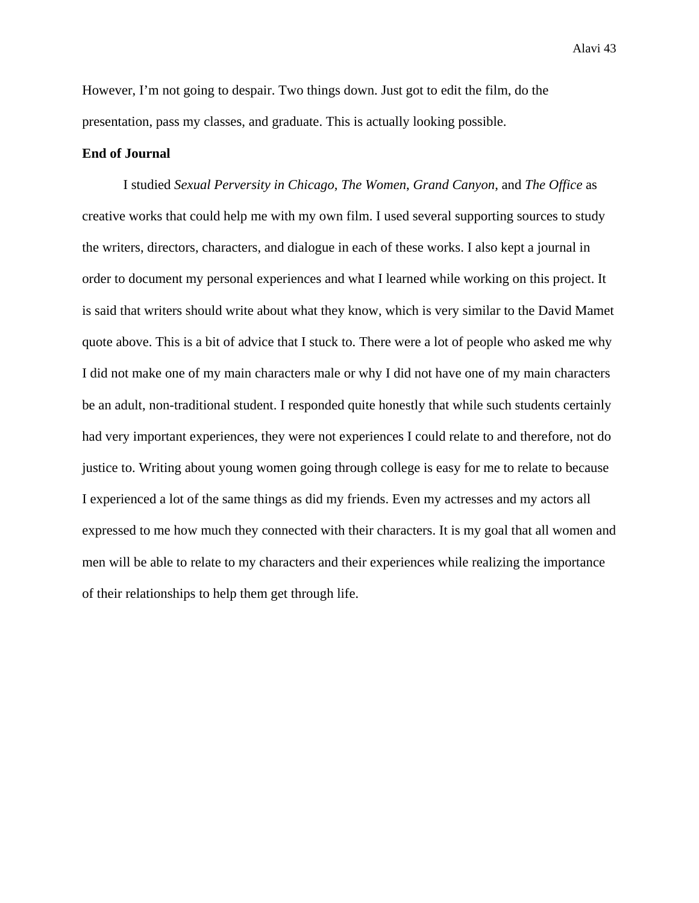However, I'm not going to despair. Two things down. Just got to edit the film, do the presentation, pass my classes, and graduate. This is actually looking possible.

**End of Journal**

I studied *Sexual Perversity in Chicago*, *The Women*, *Grand Canyon*, and *The Office* as creative works that could help me with my own film. I used several supporting sources to study the writers, directors, characters, and dialogue in each of these works. I also kept a journal in order to document my personal experiences and what I learned while working on this project. It is said that writers should write about what they know, which is very similar to the David Mamet quote above. This is a bit of advice that I stuck to. There were a lot of people who asked me why I did not make one of my main characters male or why I did not have one of my main characters be an adult, non-traditional student. I responded quite honestly that while such students certainly had very important experiences, they were not experiences I could relate to and therefore, not do justice to. Writing about young women going through college is easy for me to relate to because I experienced a lot of the same things as did my friends. Even my actresses and my actors all expressed to me how much they connected with their characters. It is my goal that all women and men will be able to relate to my characters and their experiences while realizing the importance of their relationships to help them get through life.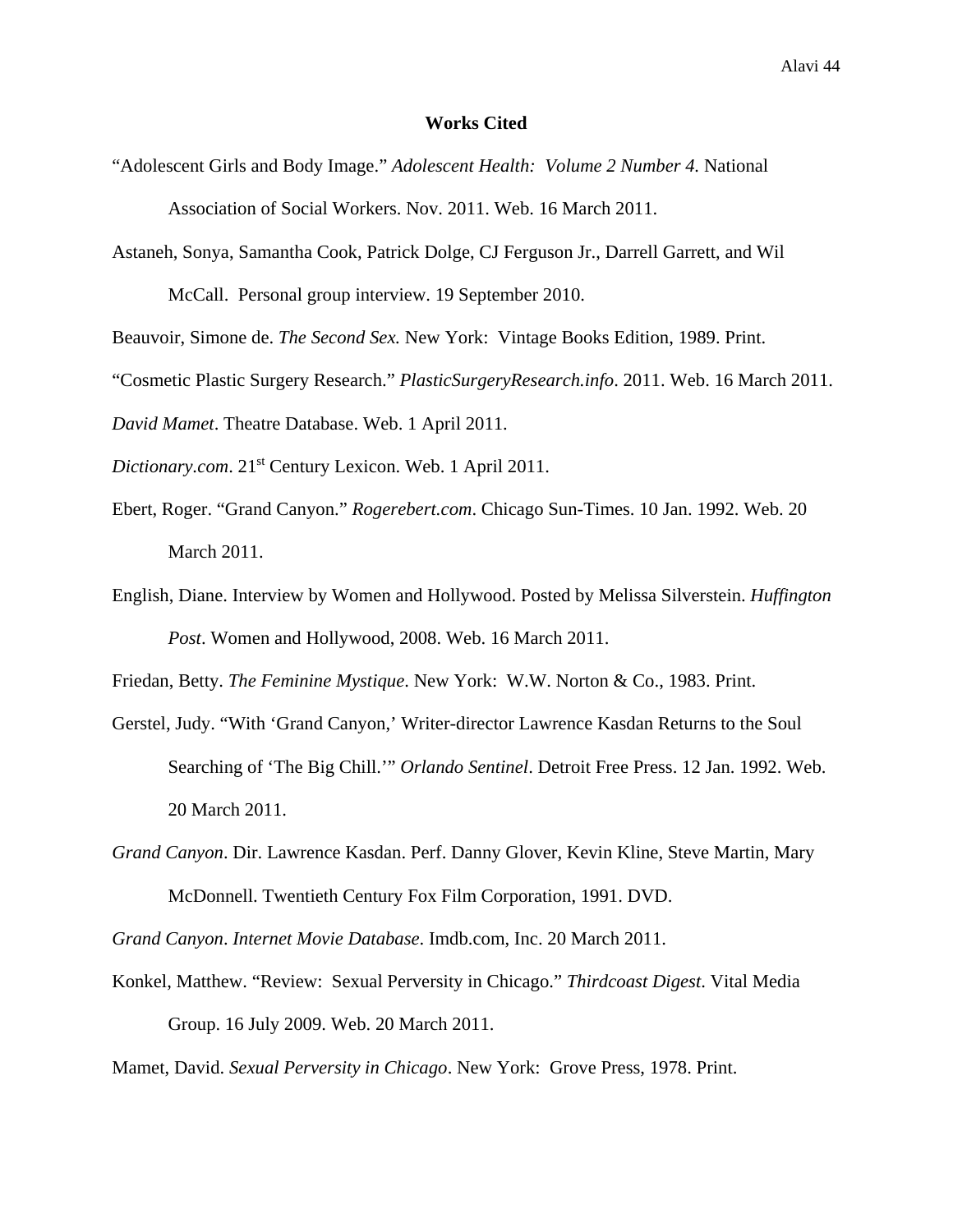# Works Cited

"Adolescent Girls and Body Image." *Adolescent Health: Volume 2 Number 4.* National Association of Social Workers. Nov. 2011. Web. 16 March 2011.

Astaneh, Sonya, Samantha Cook, Patrick Dolge, CJ Ferguson Jr., Darrell Garrett, and Wil McCall. Personal group interview. 19 September 2010.

Beauvoir, Simone de. *The Second Sex.* New York: Vintage Books Edition, 1989. Print.

"Cosmetic Plastic Surgery Research." *PlasticSurgeryResearch.info*. 2011. Web. 16 March 2011.

*David Mamet*. Theatre Database. Web. 1 April 2011.

*Dictionary.com*. 21st Century Lexicon. Web. 1 April 2011.

Ebert, Roger. "Grand Canyon." *Rogerebert.com*. Chicago Sun-Times. 10 Jan. 1992. Web. 20 March 2011.

English, Diane. Interview by Women and Hollywood. Posted by Melissa Silverstein. *Huffington Post*. Women and Hollywood, 2008. Web. 16 March 2011.

Friedan, Betty. *The Feminine Mystique*. New York: W.W. Norton & Co., 1983. Print.

Gerstel, Judy. "With 'Grand Canyon,' Writer-director Lawrence Kasdan Returns to the Soul Searching of 'The Big Chill.'" *Orlando Sentinel*. Detroit Free Press. 12 Jan. 1992. Web. 20 March 2011.

*Grand Canyon*. Dir. Lawrence Kasdan. Perf. Danny Glover, Kevin Kline, Steve Martin, Mary McDonnell. Twentieth Century Fox Film Corporation, 1991. DVD.

*Grand Canyon*. *Internet Movie Database*. Imdb.com, Inc. 20 March 2011.

Konkel, Matthew. "Review: Sexual Perversity in Chicago." *Thirdcoast Digest*. Vital Media Group. 16 July 2009. Web. 20 March 2011.

Mamet, David. *Sexual Perversity in Chicago*. New York: Grove Press, 1978. Print.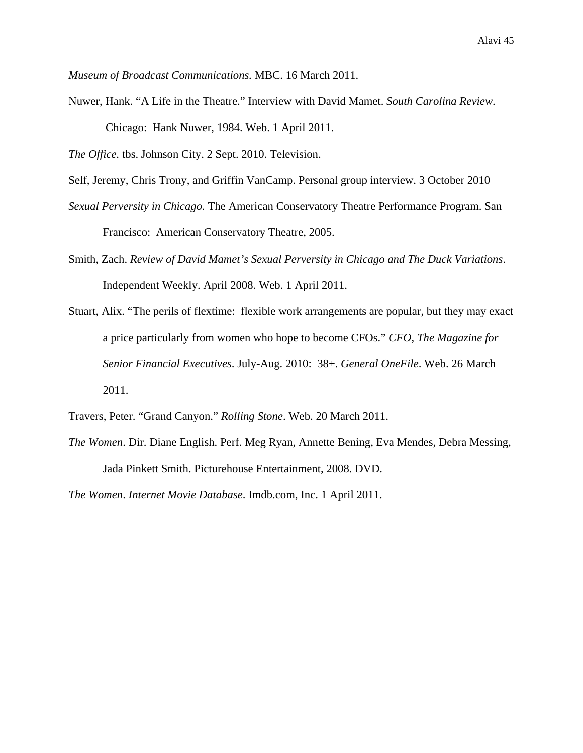*Museum of Broadcast Communications.* MBC. 16 March 2011.

Nuwer, Hank. "A Life in the Theatre." Interview with David Mamet. *South Carolina Review*. Chicago: Hank Nuwer, 1984. Web. 1 April 2011.

*The Office.* tbs. Johnson City. 2 Sept. 2010. Television.

Self, Jeremy, Chris Trony, and Griffin VanCamp. Personal group interview. 3 October 2010

*Sexual Perversity in Chicago.* The American Conservatory Theatre Performance Program. San Francisco: American Conservatory Theatre, 2005.

Smith, Zach. *Review of David Mamet's Sexual Perversity in Chicago and The Duck Variations*. Independent Weekly. April 2008. Web. 1 April 2011.

Stuart, Alix. "The perils of flextime: flexible work arrangements are popular, but they may exact a price particularly from women who hope to become CFOs." *CFO, The Magazine for Senior Financial Executives*. July-Aug. 2010: 38+. *General OneFile*. Web. 26 March 2011.

Travers, Peter. "Grand Canyon." *Rolling Stone*. Web. 20 March 2011.

*The Women*. Dir. Diane English. Perf. Meg Ryan, Annette Bening, Eva Mendes, Debra Messing, Jada Pinkett Smith. Picturehouse Entertainment, 2008. DVD.

*The Women*. *Internet Movie Database*. Imdb.com, Inc. 1 April 2011.